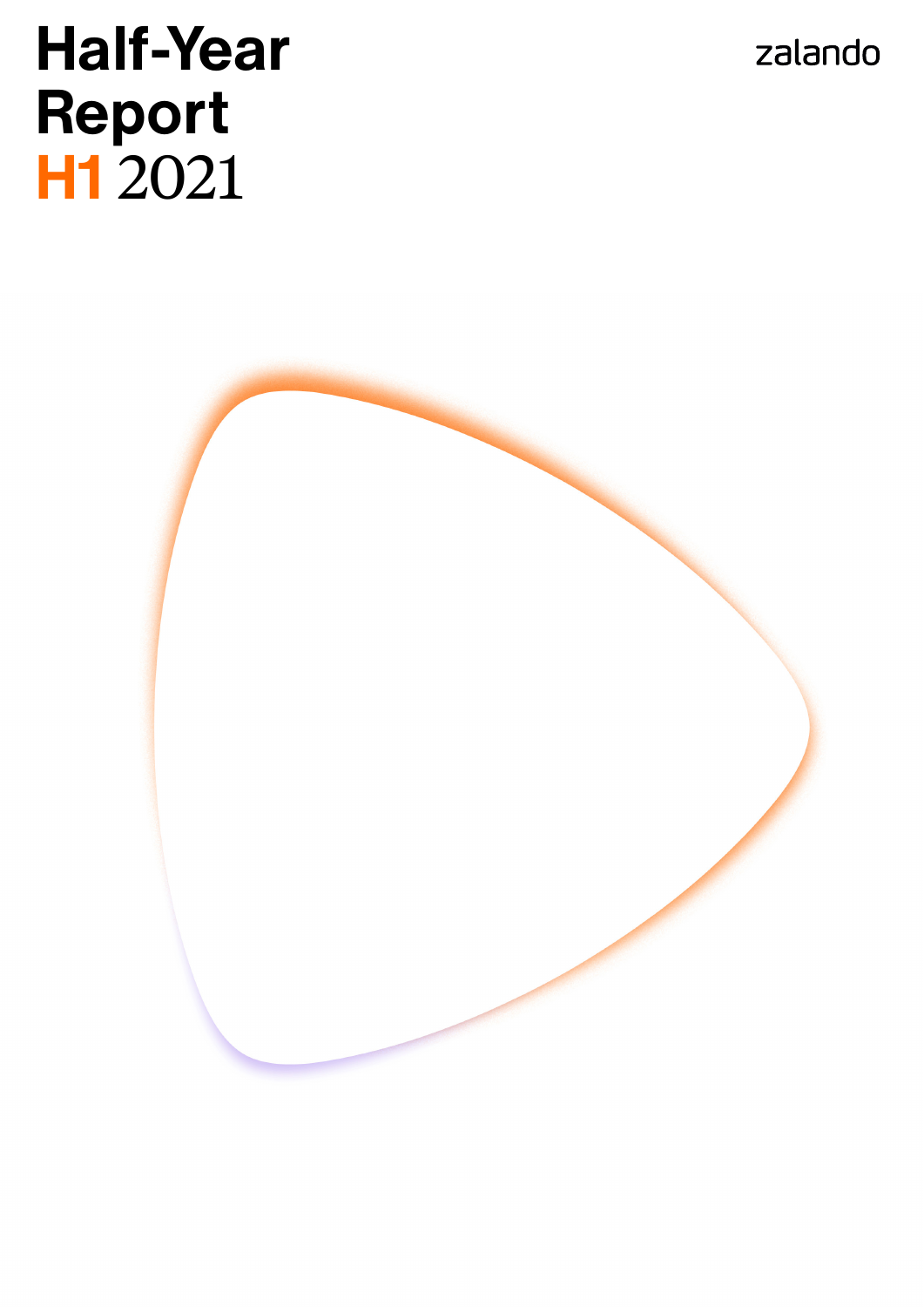# Half-Year Report H1 2021

zalando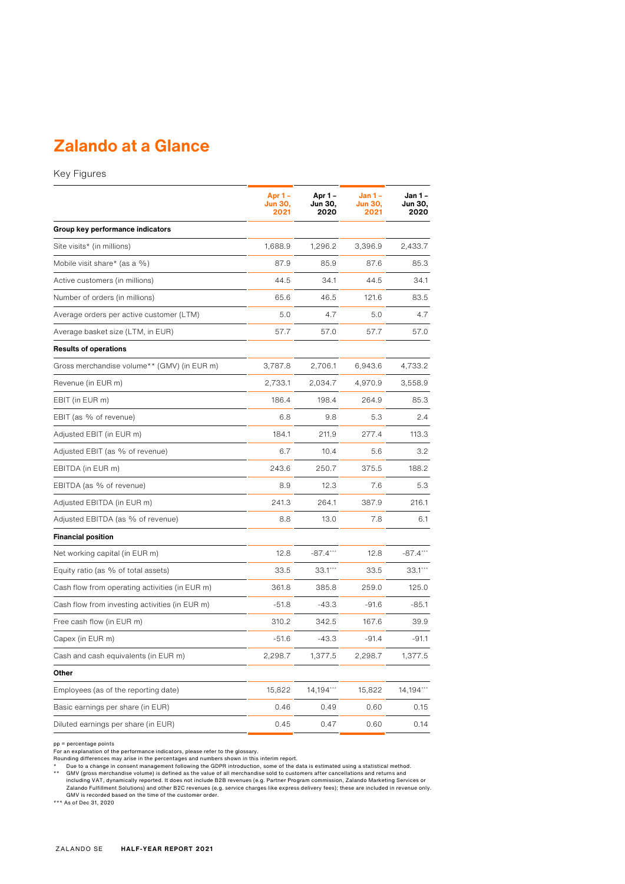# Zalando at a Glance

Key Figures

| | Apr 1 – Jun 30, 2021 | Apr 1 – Jun 30, 2020 | Jan 1 – Jun 30, 2021 | Jan 1 – Jun 30, 2020 |
|---|---|---|---|---|
| **Group key performance indicators** | | | | |
| Site visits* (in millions) | 1,688.9 | 1,296.2 | 3,396.9 | 2,433.7 |
| Mobile visit share* (as a %) | 87.9 | 85.9 | 87.6 | 85.3 |
| Active customers (in millions) | 44.5 | 34.1 | 44.5 | 34.1 |
| Number of orders (in millions) | 65.6 | 46.5 | 121.6 | 83.5 |
| Average orders per active customer (LTM) | 5.0 | 4.7 | 5.0 | 4.7 |
| Average basket size (LTM, in EUR) | 57.7 | 57.0 | 57.7 | 57.0 |
| **Results of operations** | | | | |
| Gross merchandise volume** (GMV) (in EUR m) | 3,787.8 | 2,706.1 | 6,943.6 | 4,733.2 |
| Revenue (in EUR m) | 2,733.1 | 2,034.7 | 4,970.9 | 3,558.9 |
| EBIT (in EUR m) | 186.4 | 198.4 | 264.9 | 85.3 |
| EBIT (as % of revenue) | 6.8 | 9.8 | 5.3 | 2.4 |
| Adjusted EBIT (in EUR m) | 184.1 | 211.9 | 277.4 | 113.3 |
| Adjusted EBIT (as % of revenue) | 6.7 | 10.4 | 5.6 | 3.2 |
| EBITDA (in EUR m) | 243.6 | 250.7 | 375.5 | 188.2 |
| EBITDA (as % of revenue) | 8.9 | 12.3 | 7.6 | 5.3 |
| Adjusted EBITDA (in EUR m) | 241.3 | 264.1 | 387.9 | 216.1 |
| Adjusted EBITDA (as % of revenue) | 8.8 | 13.0 | 7.8 | 6.1 |
| **Financial position** | | | | |
| Net working capital (in EUR m) | 12.8 | -87.4*** | 12.8 | -87.4*** |
| Equity ratio (as % of total assets) | 33.5 | 33.1*** | 33.5 | 33.1*** |
| Cash flow from operating activities (in EUR m) | 361.8 | 385.8 | 259.0 | 125.0 |
| Cash flow from investing activities (in EUR m) | -51.8 | -43.3 | -91.6 | -85.1 |
| Free cash flow (in EUR m) | 310.2 | 342.5 | 167.6 | 39.9 |
| Capex (in EUR m) | -51.6 | -43.3 | -91.4 | -91.1 |
| Cash and cash equivalents (in EUR m) | 2,298.7 | 1,377.5 | 2,298.7 | 1,377.5 |
| **Other** | | | | |
| Employees (as of the reporting date) | 15,822 | 14,194*** | 15,822 | 14,194*** |
| Basic earnings per share (in EUR) | 0.46 | 0.49 | 0.60 | 0.15 |
| Diluted earnings per share (in EUR) | 0.45 | 0.47 | 0.60 | 0.14 |

pp = percentage points
For an explanation of the performance indicators, please refer to the glossary.
Rounding differences may arise in the percentages and numbers shown in this interim report.

\* Due to a change in consent management following the GDPR introduction, some of the data is estimated using a statistical method.

\*\* GMV (gross merchandise volume) is defined as the value of all merchandise sold to customers after cancellations and returns and including VAT, dynamically reported. It does not include B2B revenues (e.g. Partner Program commission, Zalando Marketing Services or Zalando Fulfillment Solutions) and other B2C revenues (e.g. service charges like express delivery fees); these are included in revenue only. GMV is recorded based on the time of the customer order.

\*\*\* As of Dec 31, 2020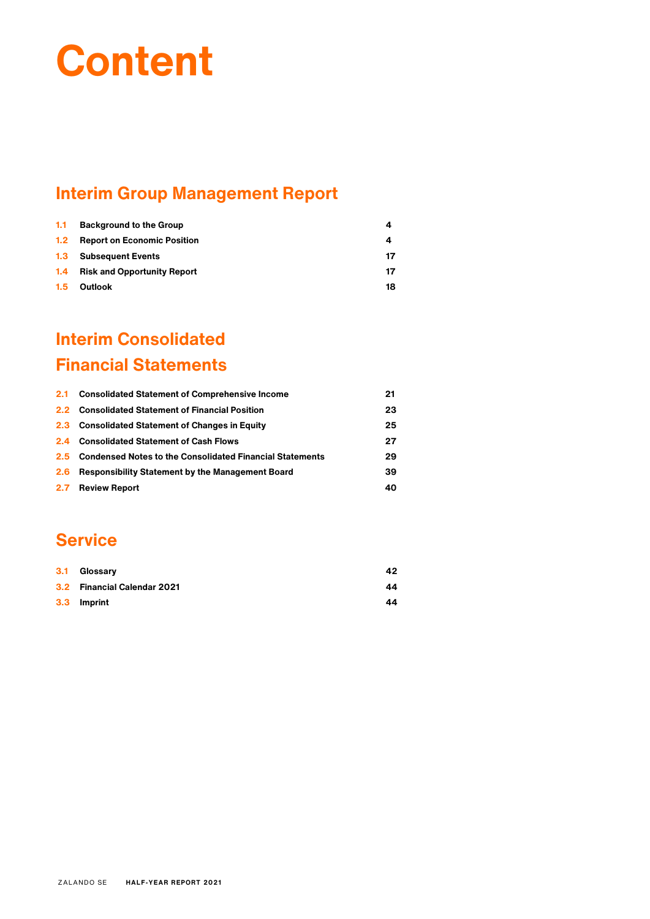# Content

## Interim Group Management Report

| | | |
|---|---|---|
| 1.1 | Background to the Group | 4 |
| 1.2 | Report on Economic Position | 4 |
| 1.3 | Subsequent Events | 17 |
| 1.4 | Risk and Opportunity Report | 17 |
| 1.5 | Outlook | 18 |

## Interim Consolidated Financial Statements

| | | |
|---|---|---|
| 2.1 | Consolidated Statement of Comprehensive Income | 21 |
| 2.2 | Consolidated Statement of Financial Position | 23 |
| 2.3 | Consolidated Statement of Changes in Equity | 25 |
| 2.4 | Consolidated Statement of Cash Flows | 27 |
| 2.5 | Condensed Notes to the Consolidated Financial Statements | 29 |
| 2.6 | Responsibility Statement by the Management Board | 39 |
| 2.7 | Review Report | 40 |

## Service

| | | |
|---|---|---|
| 3.1 | Glossary | 42 |
| 3.2 | Financial Calendar 2021 | 44 |
| 3.3 | Imprint | 44 |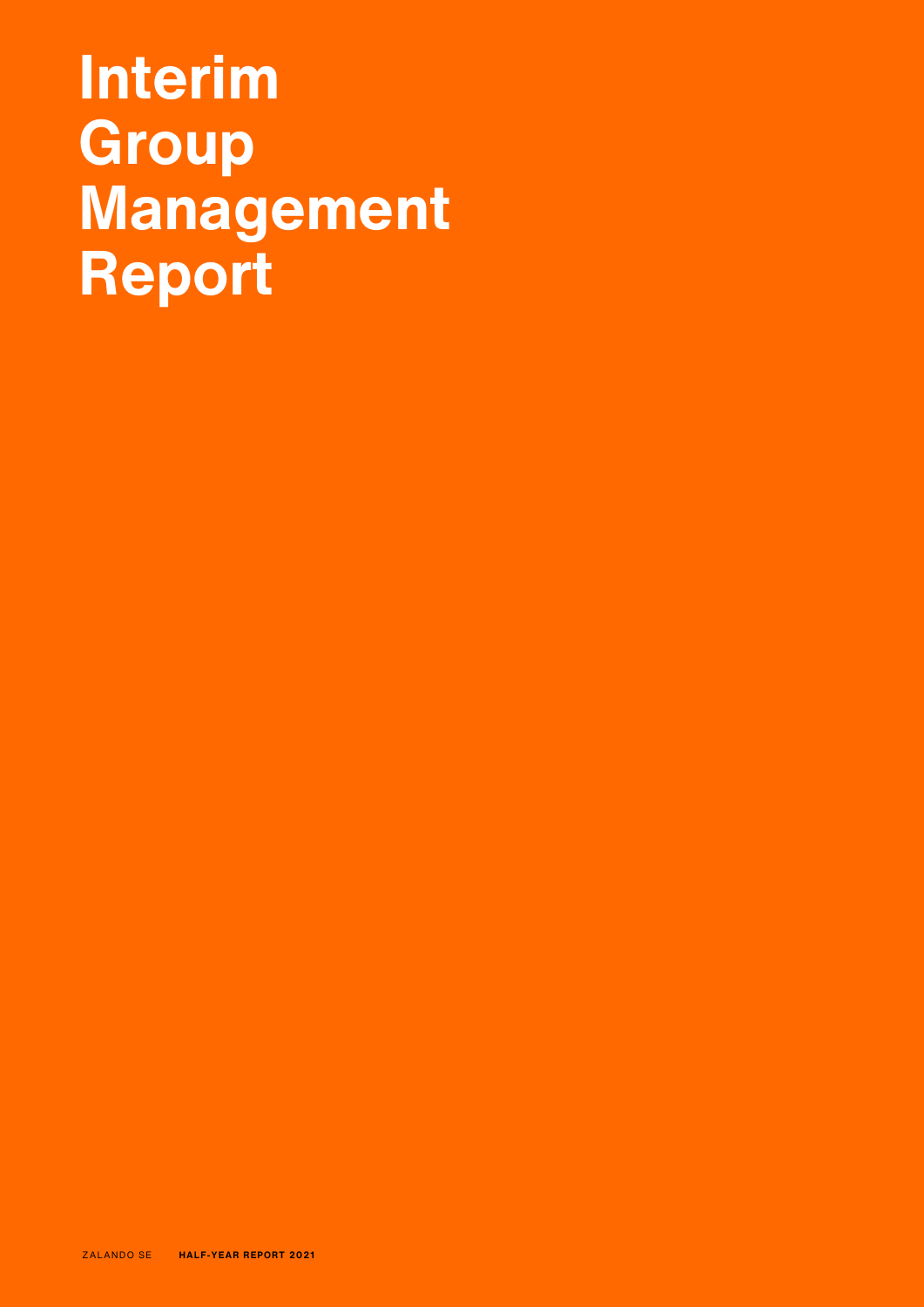# Interim Group Management Report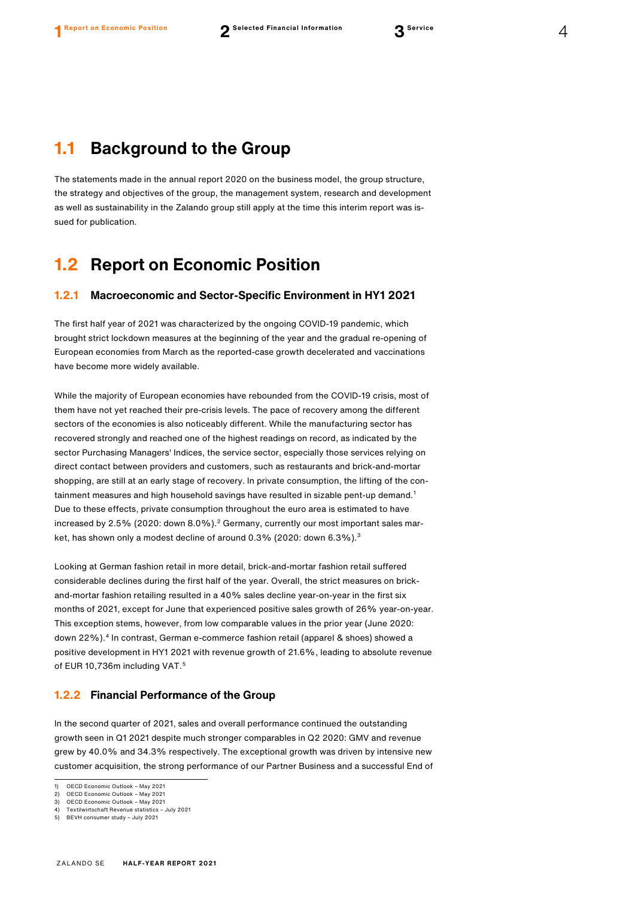## 1.1 Background to the Group

The statements made in the annual report 2020 on the business model, the group structure, the strategy and objectives of the group, the management system, research and development as well as sustainability in the Zalando group still apply at the time this interim report was issued for publication.

## 1.2 Report on Economic Position

### 1.2.1 Macroeconomic and Sector-Specific Environment in HY1 2021

The first half year of 2021 was characterized by the ongoing COVID-19 pandemic, which brought strict lockdown measures at the beginning of the year and the gradual re-opening of European economies from March as the reported-case growth decelerated and vaccinations have become more widely available.

While the majority of European economies have rebounded from the COVID-19 crisis, most of them have not yet reached their pre-crisis levels. The pace of recovery among the different sectors of the economies is also noticeably different. While the manufacturing sector has recovered strongly and reached one of the highest readings on record, as indicated by the sector Purchasing Managers' Indices, the service sector, especially those services relying on direct contact between providers and customers, such as restaurants and brick-and-mortar shopping, are still at an early stage of recovery. In private consumption, the lifting of the containment measures and high household savings have resulted in sizable pent-up demand.[1] Due to these effects, private consumption throughout the euro area is estimated to have increased by 2.5% (2020: down 8.0%).[2] Germany, currently our most important sales market, has shown only a modest decline of around 0.3% (2020: down 6.3%).[3]

Looking at German fashion retail in more detail, brick-and-mortar fashion retail suffered considerable declines during the first half of the year. Overall, the strict measures on brick-and-mortar fashion retailing resulted in a 40% sales decline year-on-year in the first six months of 2021, except for June that experienced positive sales growth of 26% year-on-year. This exception stems, however, from low comparable values in the prior year (June 2020: down 22%).[4] In contrast, German e-commerce fashion retail (apparel & shoes) showed a positive development in HY1 2021 with revenue growth of 21.6%, leading to absolute revenue of EUR 10,736m including VAT.[5]

### 1.2.2 Financial Performance of the Group

In the second quarter of 2021, sales and overall performance continued the outstanding growth seen in Q1 2021 despite much stronger comparables in Q2 2020: GMV and revenue grew by 40.0% and 34.3% respectively. The exceptional growth was driven by intensive new customer acquisition, the strong performance of our Partner Business and a successful End of

1) OECD Economic Outlook – May 2021
2) OECD Economic Outlook – May 2021
3) OECD Economic Outlook – May 2021
4) Textilwirtschaft Revenue statistics – July 2021
5) BEVH consumer study – July 2021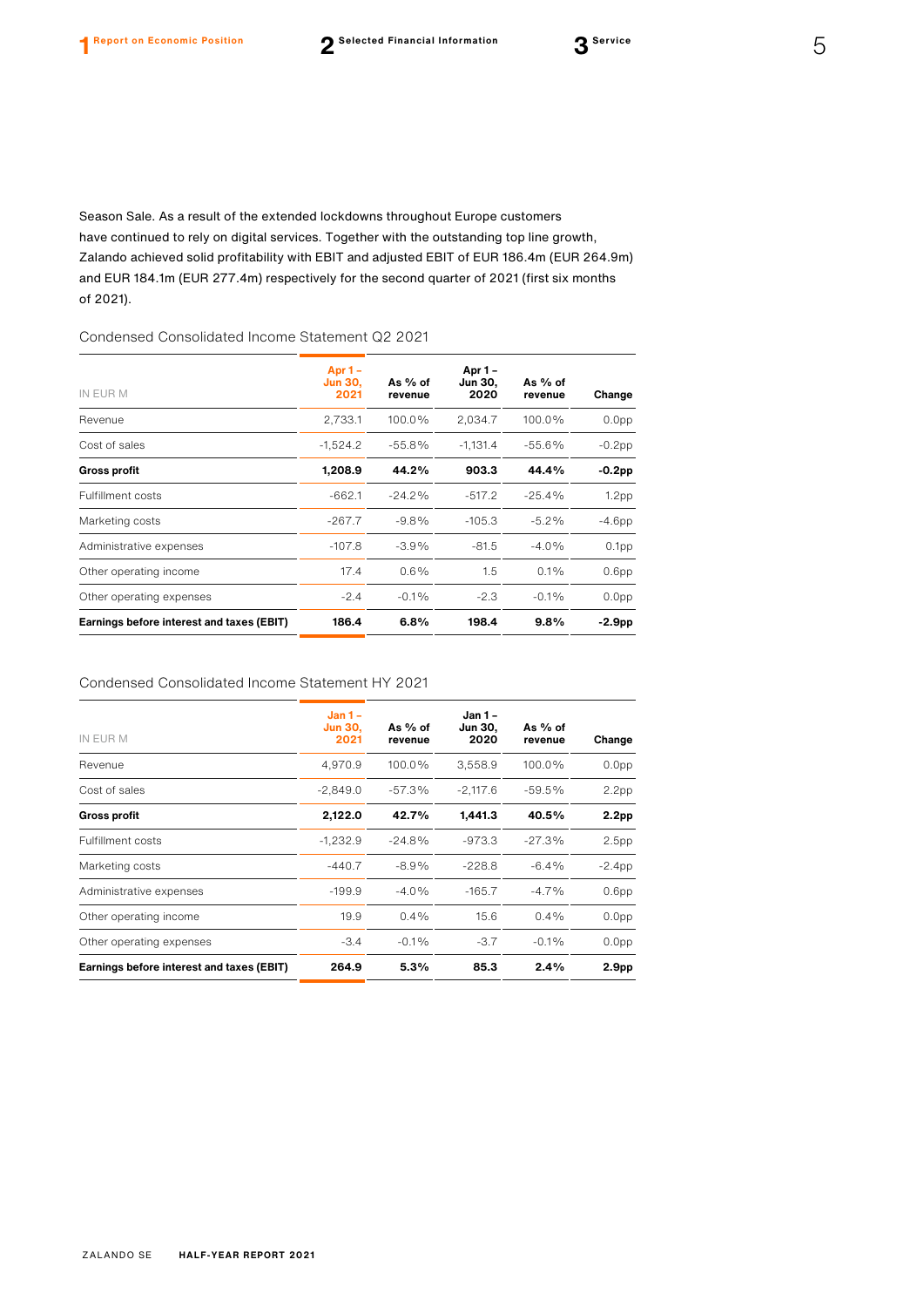Season Sale. As a result of the extended lockdowns throughout Europe customers have continued to rely on digital services. Together with the outstanding top line growth, Zalando achieved solid profitability with EBIT and adjusted EBIT of EUR 186.4m (EUR 264.9m) and EUR 184.1m (EUR 277.4m) respectively for the second quarter of 2021 (first six months of 2021).

Condensed Consolidated Income Statement Q2 2021

| IN EUR M | Apr 1 – Jun 30, 2021 | As % of revenue | Apr 1 – Jun 30, 2020 | As % of revenue | Change |
|---|---|---|---|---|---|
| Revenue | 2,733.1 | 100.0% | 2,034.7 | 100.0% | 0.0pp |
| Cost of sales | -1,524.2 | -55.8% | -1,131.4 | -55.6% | -0.2pp |
| **Gross profit** | **1,208.9** | **44.2%** | **903.3** | **44.4%** | **-0.2pp** |
| Fulfillment costs | -662.1 | -24.2% | -517.2 | -25.4% | 1.2pp |
| Marketing costs | -267.7 | -9.8% | -105.3 | -5.2% | -4.6pp |
| Administrative expenses | -107.8 | -3.9% | -81.5 | -4.0% | 0.1pp |
| Other operating income | 17.4 | 0.6% | 1.5 | 0.1% | 0.6pp |
| Other operating expenses | -2.4 | -0.1% | -2.3 | -0.1% | 0.0pp |
| **Earnings before interest and taxes (EBIT)** | **186.4** | **6.8%** | **198.4** | **9.8%** | **-2.9pp** |

Condensed Consolidated Income Statement HY 2021

| IN EUR M | Jan 1 – Jun 30, 2021 | As % of revenue | Jan 1 – Jun 30, 2020 | As % of revenue | Change |
|---|---|---|---|---|---|
| Revenue | 4,970.9 | 100.0% | 3,558.9 | 100.0% | 0.0pp |
| Cost of sales | -2,849.0 | -57.3% | -2,117.6 | -59.5% | 2.2pp |
| **Gross profit** | **2,122.0** | **42.7%** | **1,441.3** | **40.5%** | **2.2pp** |
| Fulfillment costs | -1,232.9 | -24.8% | -973.3 | -27.3% | 2.5pp |
| Marketing costs | -440.7 | -8.9% | -228.8 | -6.4% | -2.4pp |
| Administrative expenses | -199.9 | -4.0% | -165.7 | -4.7% | 0.6pp |
| Other operating income | 19.9 | 0.4% | 15.6 | 0.4% | 0.0pp |
| Other operating expenses | -3.4 | -0.1% | -3.7 | -0.1% | 0.0pp |
| **Earnings before interest and taxes (EBIT)** | **264.9** | **5.3%** | **85.3** | **2.4%** | **2.9pp** |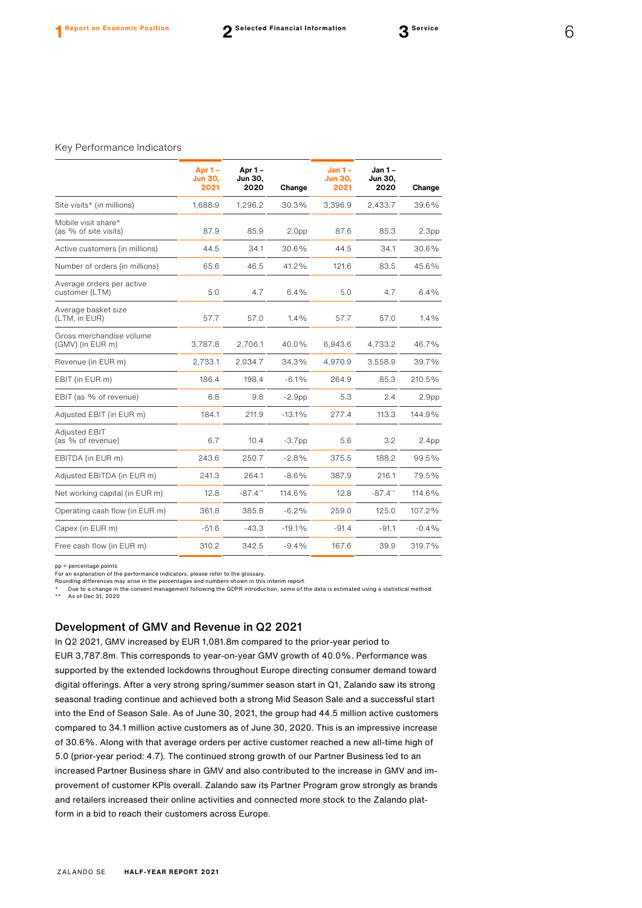Key Performance Indicators

| | Apr 1 – Jun 30, 2021 | Apr 1 – Jun 30, 2020 | Change | Jan 1 – Jun 30, 2021 | Jan 1 – Jun 30, 2020 | Change |
|---|---|---|---|---|---|---|
| Site visits* (in millions) | 1,688.9 | 1,296.2 | 30.3% | 3,396.9 | 2,433.7 | 39.6% |
| Mobile visit share* (as % of site visits) | 87.9 | 85.9 | 2.0pp | 87.6 | 85.3 | 2.3pp |
| Active customers (in millions) | 44.5 | 34.1 | 30.6% | 44.5 | 34.1 | 30.6% |
| Number of orders (in millions) | 65.6 | 46.5 | 41.2% | 121.6 | 83.5 | 45.6% |
| Average orders per active customer (LTM) | 5.0 | 4.7 | 6.4% | 5.0 | 4.7 | 6.4% |
| Average basket size (LTM, in EUR) | 57.7 | 57.0 | 1.4% | 57.7 | 57.0 | 1.4% |
| Gross merchandise volume (GMV) (in EUR m) | 3,787.8 | 2,706.1 | 40.0% | 6,943.6 | 4,733.2 | 46.7% |
| Revenue (in EUR m) | 2,733.1 | 2,034.7 | 34.3% | 4,970.9 | 3,558.9 | 39.7% |
| EBIT (in EUR m) | 186.4 | 198.4 | -6.1% | 264.9 | 85.3 | 210.5% |
| EBIT (as % of revenue) | 6.8 | 9.8 | -2.9pp | 5.3 | 2.4 | 2.9pp |
| Adjusted EBIT (in EUR m) | 184.1 | 211.9 | -13.1% | 277.4 | 113.3 | 144.9% |
| Adjusted EBIT (as % of revenue) | 6.7 | 10.4 | -3.7pp | 5.6 | 3.2 | 2.4pp |
| EBITDA (in EUR m) | 243.6 | 250.7 | -2.8% | 375.5 | 188.2 | 99.5% |
| Adjusted EBITDA (in EUR m) | 241.3 | 264.1 | -8.6% | 387.9 | 216.1 | 79.5% |
| Net working capital (in EUR m) | 12.8 | -87.4** | 114.6% | 12.8 | -87.4** | 114.6% |
| Operating cash flow (in EUR m) | 361.8 | 385.8 | -6.2% | 259.0 | 125.0 | 107.2% |
| Capex (in EUR m) | -51.6 | -43.3 | -19.1% | -91.4 | -91.1 | -0.4% |
| Free cash flow (in EUR m) | 310.2 | 342.5 | -9.4% | 167.6 | 39.9 | 319.7% |

pp = percentage points
For an explanation of the performance indicators, please refer to the glossary.
Rounding differences may arise in the percentages and numbers shown in this interim report.
\* Due to a change in the consent management following the GDPR introduction, some of the data is estimated using a statistical method.
\** As of Dec 31, 2020

## Development of GMV and Revenue in Q2 2021

In Q2 2021, GMV increased by EUR 1,081.8m compared to the prior-year period to EUR 3,787.8m. This corresponds to year-on-year GMV growth of 40.0%. Performance was supported by the extended lockdowns throughout Europe directing consumer demand toward digital offerings. After a very strong spring/summer season start in Q1, Zalando saw its strong seasonal trading continue and achieved both a strong Mid Season Sale and a successful start into the End of Season Sale. As of June 30, 2021, the group had 44.5 million active customers compared to 34.1 million active customers as of June 30, 2020. This is an impressive increase of 30.6%. Along with that average orders per active customer reached a new all-time high of 5.0 (prior-year period: 4.7). The continued strong growth of our Partner Business led to an increased Partner Business share in GMV and also contributed to the increase in GMV and improvement of customer KPIs overall. Zalando saw its Partner Program grow strongly as brands and retailers increased their online activities and connected more stock to the Zalando platform in a bid to reach their customers across Europe.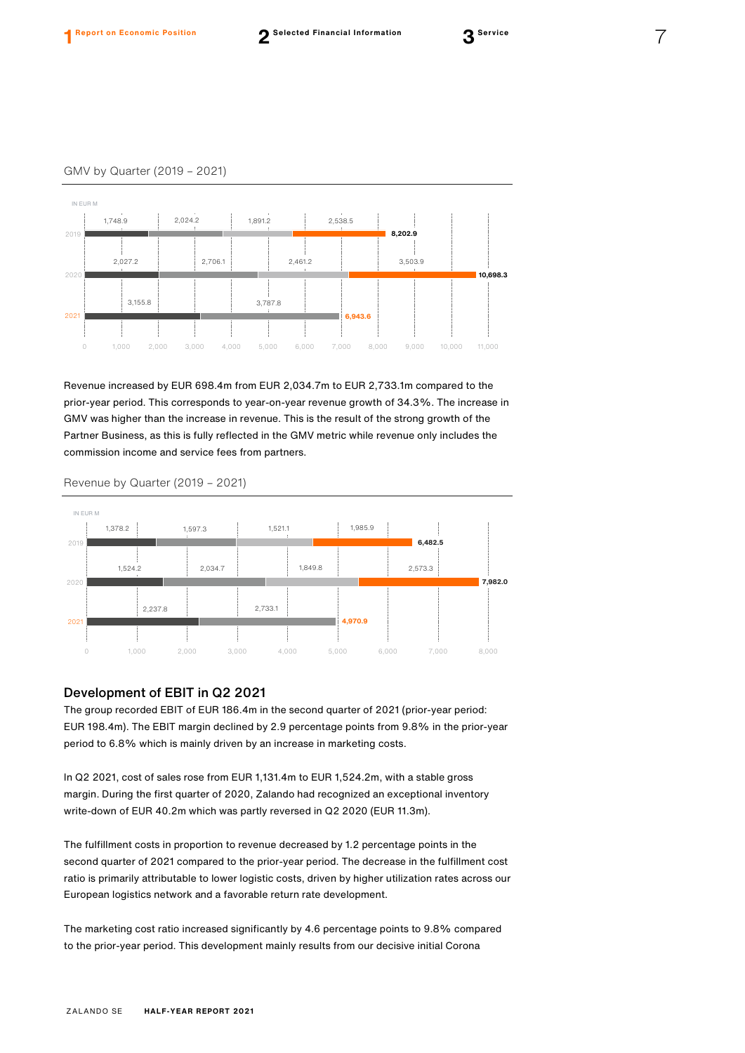GMV by Quarter (2019 – 2021)

IN EUR M

| Year | Q1 | Q2 | Q3 | Q4 | Total |
|---|---|---|---|---|---|
| 2019 | 1,748.9 | 2,024.2 | 1,891.2 | 2,538.5 | 8,202.9 |
| 2020 | 2,027.2 | 2,706.1 | 2,461.2 | 3,503.9 | 10,698.3 |
| 2021 | 3,155.8 | 3,787.8 | | | 6,943.6 |

Revenue increased by EUR 698.4m from EUR 2,034.7m to EUR 2,733.1m compared to the prior-year period. This corresponds to year-on-year revenue growth of 34.3%. The increase in GMV was higher than the increase in revenue. This is the result of the strong growth of the Partner Business, as this is fully reflected in the GMV metric while revenue only includes the commission income and service fees from partners.

Revenue by Quarter (2019 – 2021)

IN EUR M

| Year | Q1 | Q2 | Q3 | Q4 | Total |
|---|---|---|---|---|---|
| 2019 | 1,378.2 | 1,597.3 | 1,521.1 | 1,985.9 | 6,482.5 |
| 2020 | 1,524.2 | 2,034.7 | 1,849.8 | 2,573.3 | 7,982.0 |
| 2021 | 2,237.8 | 2,733.1 | | | 4,970.9 |

## Development of EBIT in Q2 2021

The group recorded EBIT of EUR 186.4m in the second quarter of 2021 (prior-year period: EUR 198.4m). The EBIT margin declined by 2.9 percentage points from 9.8% in the prior-year period to 6.8% which is mainly driven by an increase in marketing costs.

In Q2 2021, cost of sales rose from EUR 1,131.4m to EUR 1,524.2m, with a stable gross margin. During the first quarter of 2020, Zalando had recognized an exceptional inventory write-down of EUR 40.2m which was partly reversed in Q2 2020 (EUR 11.3m).

The fulfillment costs in proportion to revenue decreased by 1.2 percentage points in the second quarter of 2021 compared to the prior-year period. The decrease in the fulfillment cost ratio is primarily attributable to lower logistic costs, driven by higher utilization rates across our European logistics network and a favorable return rate development.

The marketing cost ratio increased significantly by 4.6 percentage points to 9.8% compared to the prior-year period. This development mainly results from our decisive initial Corona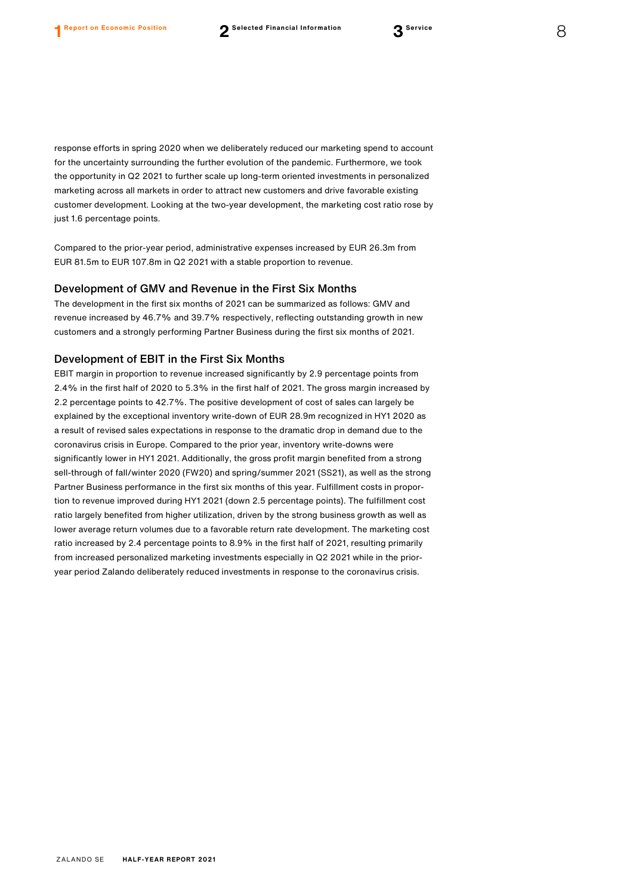response efforts in spring 2020 when we deliberately reduced our marketing spend to account for the uncertainty surrounding the further evolution of the pandemic. Furthermore, we took the opportunity in Q2 2021 to further scale up long-term oriented investments in personalized marketing across all markets in order to attract new customers and drive favorable existing customer development. Looking at the two-year development, the marketing cost ratio rose by just 1.6 percentage points.

Compared to the prior-year period, administrative expenses increased by EUR 26.3m from EUR 81.5m to EUR 107.8m in Q2 2021 with a stable proportion to revenue.

### Development of GMV and Revenue in the First Six Months

The development in the first six months of 2021 can be summarized as follows: GMV and revenue increased by 46.7% and 39.7% respectively, reflecting outstanding growth in new customers and a strongly performing Partner Business during the first six months of 2021.

### Development of EBIT in the First Six Months

EBIT margin in proportion to revenue increased significantly by 2.9 percentage points from 2.4% in the first half of 2020 to 5.3% in the first half of 2021. The gross margin increased by 2.2 percentage points to 42.7%. The positive development of cost of sales can largely be explained by the exceptional inventory write-down of EUR 28.9m recognized in HY1 2020 as a result of revised sales expectations in response to the dramatic drop in demand due to the coronavirus crisis in Europe. Compared to the prior year, inventory write-downs were significantly lower in HY1 2021. Additionally, the gross profit margin benefited from a strong sell-through of fall/winter 2020 (FW20) and spring/summer 2021 (SS21), as well as the strong Partner Business performance in the first six months of this year. Fulfillment costs in proportion to revenue improved during HY1 2021 (down 2.5 percentage points). The fulfillment cost ratio largely benefited from higher utilization, driven by the strong business growth as well as lower average return volumes due to a favorable return rate development. The marketing cost ratio increased by 2.4 percentage points to 8.9% in the first half of 2021, resulting primarily from increased personalized marketing investments especially in Q2 2021 while in the prior-year period Zalando deliberately reduced investments in response to the coronavirus crisis.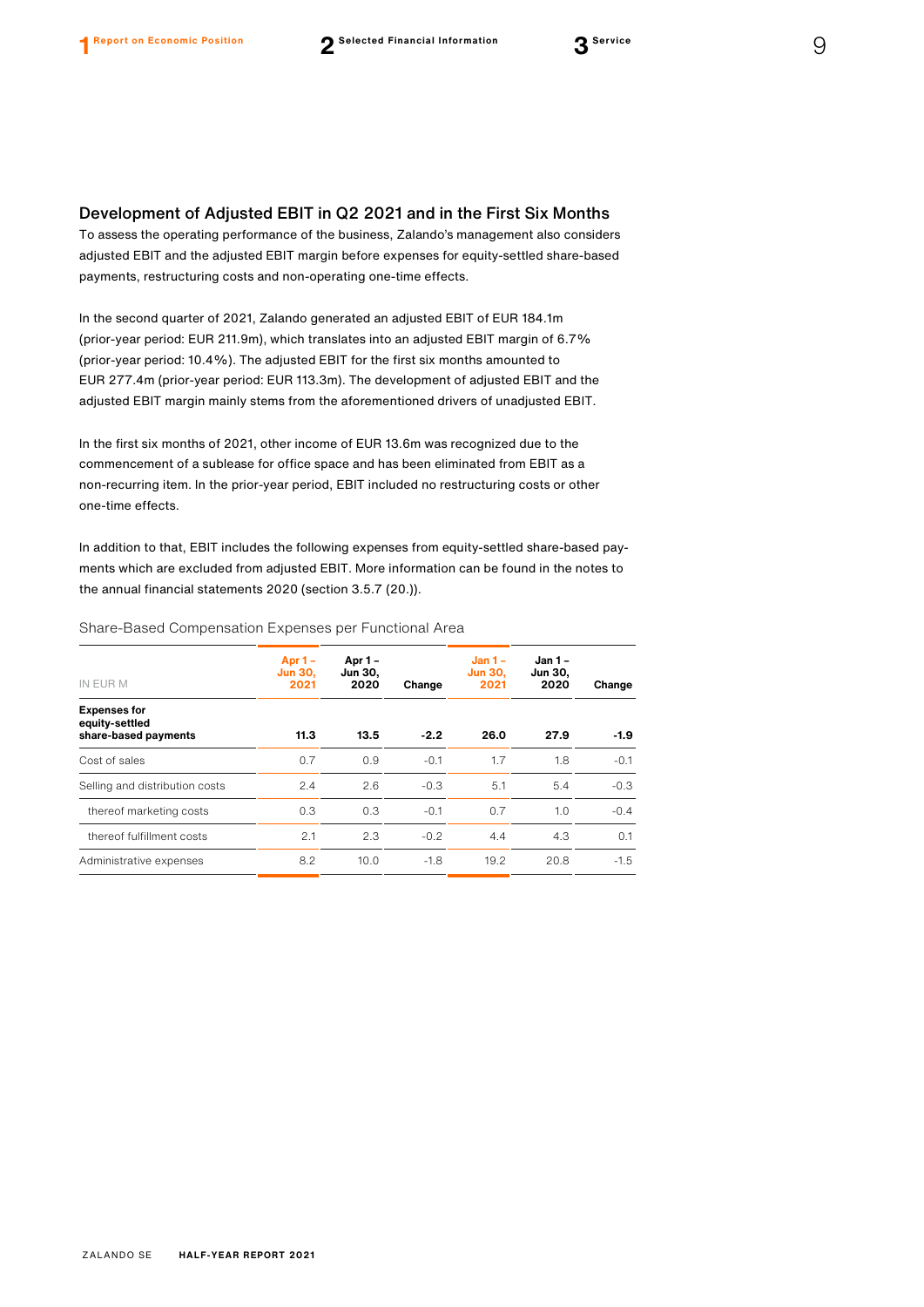## Development of Adjusted EBIT in Q2 2021 and in the First Six Months

To assess the operating performance of the business, Zalando's management also considers adjusted EBIT and the adjusted EBIT margin before expenses for equity-settled share-based payments, restructuring costs and non-operating one-time effects.

In the second quarter of 2021, Zalando generated an adjusted EBIT of EUR 184.1m (prior-year period: EUR 211.9m), which translates into an adjusted EBIT margin of 6.7% (prior-year period: 10.4%). The adjusted EBIT for the first six months amounted to EUR 277.4m (prior-year period: EUR 113.3m). The development of adjusted EBIT and the adjusted EBIT margin mainly stems from the aforementioned drivers of unadjusted EBIT.

In the first six months of 2021, other income of EUR 13.6m was recognized due to the commencement of a sublease for office space and has been eliminated from EBIT as a non-recurring item. In the prior-year period, EBIT included no restructuring costs or other one-time effects.

In addition to that, EBIT includes the following expenses from equity-settled share-based payments which are excluded from adjusted EBIT. More information can be found in the notes to the annual financial statements 2020 (section 3.5.7 (20.)).

Share-Based Compensation Expenses per Functional Area

| IN EUR M | Apr 1 – Jun 30, 2021 | Apr 1 – Jun 30, 2020 | Change | Jan 1 – Jun 30, 2021 | Jan 1 – Jun 30, 2020 | Change |
|---|---|---|---|---|---|---|
| **Expenses for equity-settled share-based payments** | **11.3** | **13.5** | **-2.2** | **26.0** | **27.9** | **-1.9** |
| Cost of sales | 0.7 | 0.9 | -0.1 | 1.7 | 1.8 | -0.1 |
| Selling and distribution costs | 2.4 | 2.6 | -0.3 | 5.1 | 5.4 | -0.3 |
| thereof marketing costs | 0.3 | 0.3 | -0.1 | 0.7 | 1.0 | -0.4 |
| thereof fulfillment costs | 2.1 | 2.3 | -0.2 | 4.4 | 4.3 | 0.1 |
| Administrative expenses | 8.2 | 10.0 | -1.8 | 19.2 | 20.8 | -1.5 |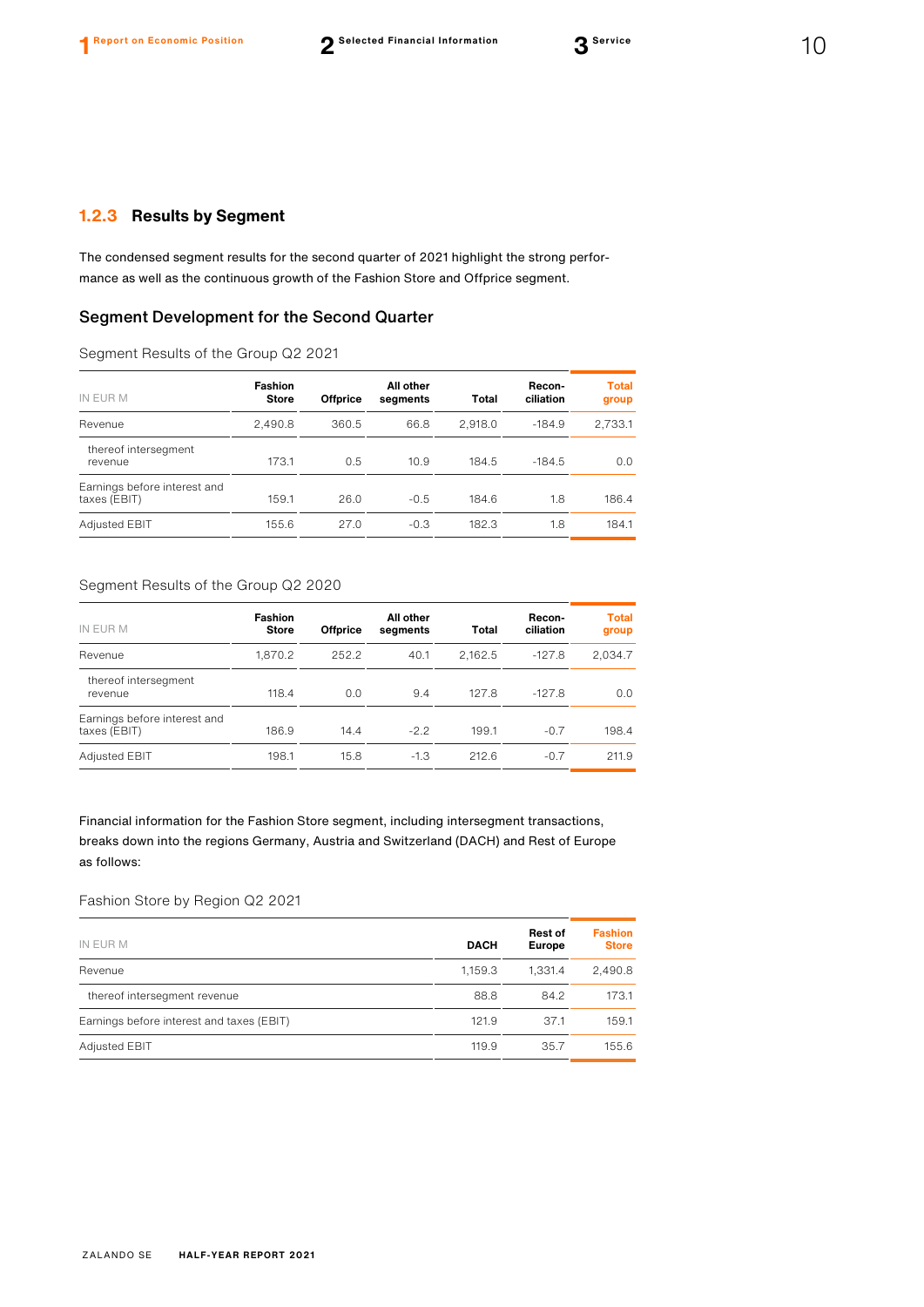### 1.2.3 Results by Segment

The condensed segment results for the second quarter of 2021 highlight the strong performance as well as the continuous growth of the Fashion Store and Offprice segment.

## Segment Development for the Second Quarter

Segment Results of the Group Q2 2021

| IN EUR M | Fashion Store | Offprice | All other segments | Total | Reconciliation | Total group |
|---|---|---|---|---|---|---|
| Revenue | 2,490.8 | 360.5 | 66.8 | 2,918.0 | -184.9 | 2,733.1 |
| thereof intersegment revenue | 173.1 | 0.5 | 10.9 | 184.5 | -184.5 | 0.0 |
| Earnings before interest and taxes (EBIT) | 159.1 | 26.0 | -0.5 | 184.6 | 1.8 | 186.4 |
| Adjusted EBIT | 155.6 | 27.0 | -0.3 | 182.3 | 1.8 | 184.1 |

Segment Results of the Group Q2 2020

| IN EUR M | Fashion Store | Offprice | All other segments | Total | Reconciliation | Total group |
|---|---|---|---|---|---|---|
| Revenue | 1,870.2 | 252.2 | 40.1 | 2,162.5 | -127.8 | 2,034.7 |
| thereof intersegment revenue | 118.4 | 0.0 | 9.4 | 127.8 | -127.8 | 0.0 |
| Earnings before interest and taxes (EBIT) | 186.9 | 14.4 | -2.2 | 199.1 | -0.7 | 198.4 |
| Adjusted EBIT | 198.1 | 15.8 | -1.3 | 212.6 | -0.7 | 211.9 |

Financial information for the Fashion Store segment, including intersegment transactions, breaks down into the regions Germany, Austria and Switzerland (DACH) and Rest of Europe as follows:

Fashion Store by Region Q2 2021

| IN EUR M | DACH | Rest of Europe | Fashion Store |
|---|---|---|---|
| Revenue | 1,159.3 | 1,331.4 | 2,490.8 |
| thereof intersegment revenue | 88.8 | 84.2 | 173.1 |
| Earnings before interest and taxes (EBIT) | 121.9 | 37.1 | 159.1 |
| Adjusted EBIT | 119.9 | 35.7 | 155.6 |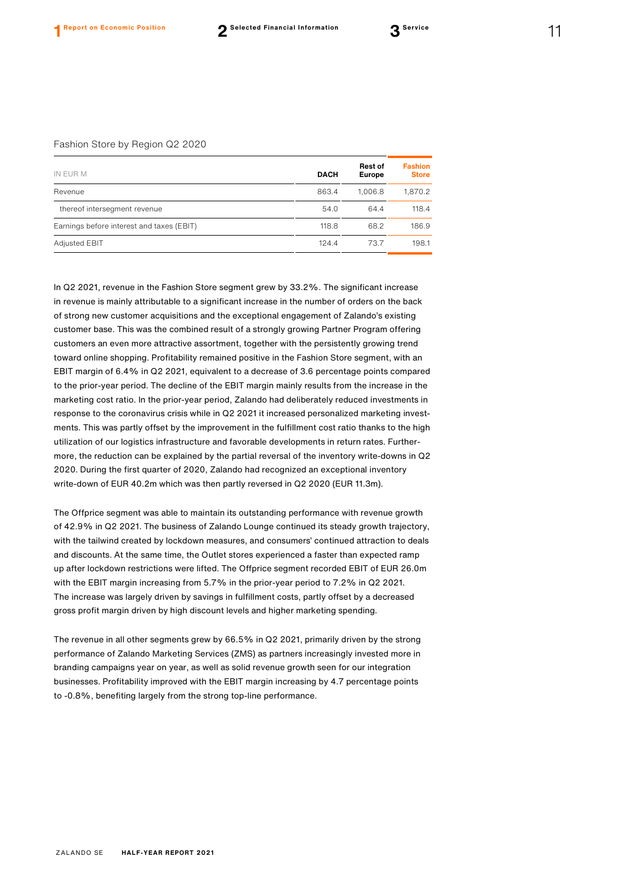Fashion Store by Region Q2 2020

| IN EUR M | DACH | Rest of Europe | Fashion Store |
|---|---|---|---|
| Revenue | 863.4 | 1,006.8 | 1,870.2 |
| thereof intersegment revenue | 54.0 | 64.4 | 118.4 |
| Earnings before interest and taxes (EBIT) | 118.8 | 68.2 | 186.9 |
| Adjusted EBIT | 124.4 | 73.7 | 198.1 |

In Q2 2021, revenue in the Fashion Store segment grew by 33.2%. The significant increase in revenue is mainly attributable to a significant increase in the number of orders on the back of strong new customer acquisitions and the exceptional engagement of Zalando's existing customer base. This was the combined result of a strongly growing Partner Program offering customers an even more attractive assortment, together with the persistently growing trend toward online shopping. Profitability remained positive in the Fashion Store segment, with an EBIT margin of 6.4% in Q2 2021, equivalent to a decrease of 3.6 percentage points compared to the prior-year period. The decline of the EBIT margin mainly results from the increase in the marketing cost ratio. In the prior-year period, Zalando had deliberately reduced investments in response to the coronavirus crisis while in Q2 2021 it increased personalized marketing investments. This was partly offset by the improvement in the fulfillment cost ratio thanks to the high utilization of our logistics infrastructure and favorable developments in return rates. Furthermore, the reduction can be explained by the partial reversal of the inventory write-downs in Q2 2020. During the first quarter of 2020, Zalando had recognized an exceptional inventory write-down of EUR 40.2m which was then partly reversed in Q2 2020 (EUR 11.3m).

The Offprice segment was able to maintain its outstanding performance with revenue growth of 42.9% in Q2 2021. The business of Zalando Lounge continued its steady growth trajectory, with the tailwind created by lockdown measures, and consumers' continued attraction to deals and discounts. At the same time, the Outlet stores experienced a faster than expected ramp up after lockdown restrictions were lifted. The Offprice segment recorded EBIT of EUR 26.0m with the EBIT margin increasing from 5.7% in the prior-year period to 7.2% in Q2 2021. The increase was largely driven by savings in fulfillment costs, partly offset by a decreased gross profit margin driven by high discount levels and higher marketing spending.

The revenue in all other segments grew by 66.5% in Q2 2021, primarily driven by the strong performance of Zalando Marketing Services (ZMS) as partners increasingly invested more in branding campaigns year on year, as well as solid revenue growth seen for our integration businesses. Profitability improved with the EBIT margin increasing by 4.7 percentage points to -0.8%, benefiting largely from the strong top-line performance.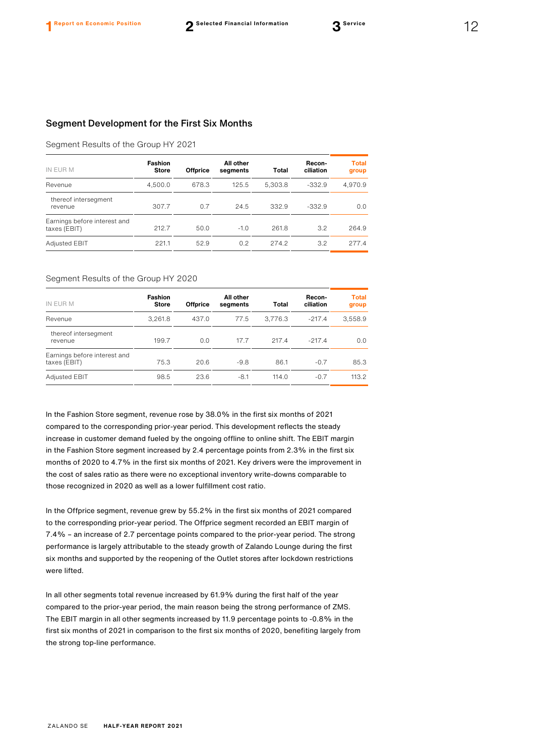## Segment Development for the First Six Months

Segment Results of the Group HY 2021

| IN EUR M | Fashion Store | Offprice | All other segments | Total | Recon-ciliation | Total group |
|---|---|---|---|---|---|---|
| Revenue | 4,500.0 | 678.3 | 125.5 | 5,303.8 | -332.9 | 4,970.9 |
| thereof intersegment revenue | 307.7 | 0.7 | 24.5 | 332.9 | -332.9 | 0.0 |
| Earnings before interest and taxes (EBIT) | 212.7 | 50.0 | -1.0 | 261.8 | 3.2 | 264.9 |
| Adjusted EBIT | 221.1 | 52.9 | 0.2 | 274.2 | 3.2 | 277.4 |

Segment Results of the Group HY 2020

| IN EUR M | Fashion Store | Offprice | All other segments | Total | Recon-ciliation | Total group |
|---|---|---|---|---|---|---|
| Revenue | 3,261.8 | 437.0 | 77.5 | 3,776.3 | -217.4 | 3,558.9 |
| thereof intersegment revenue | 199.7 | 0.0 | 17.7 | 217.4 | -217.4 | 0.0 |
| Earnings before interest and taxes (EBIT) | 75.3 | 20.6 | -9.8 | 86.1 | -0.7 | 85.3 |
| Adjusted EBIT | 98.5 | 23.6 | -8.1 | 114.0 | -0.7 | 113.2 |

In the Fashion Store segment, revenue rose by 38.0% in the first six months of 2021 compared to the corresponding prior-year period. This development reflects the steady increase in customer demand fueled by the ongoing offline to online shift. The EBIT margin in the Fashion Store segment increased by 2.4 percentage points from 2.3% in the first six months of 2020 to 4.7% in the first six months of 2021. Key drivers were the improvement in the cost of sales ratio as there were no exceptional inventory write-downs comparable to those recognized in 2020 as well as a lower fulfillment cost ratio.

In the Offprice segment, revenue grew by 55.2% in the first six months of 2021 compared to the corresponding prior-year period. The Offprice segment recorded an EBIT margin of 7.4% – an increase of 2.7 percentage points compared to the prior-year period. The strong performance is largely attributable to the steady growth of Zalando Lounge during the first six months and supported by the reopening of the Outlet stores after lockdown restrictions were lifted.

In all other segments total revenue increased by 61.9% during the first half of the year compared to the prior-year period, the main reason being the strong performance of ZMS. The EBIT margin in all other segments increased by 11.9 percentage points to -0.8% in the first six months of 2021 in comparison to the first six months of 2020, benefiting largely from the strong top-line performance.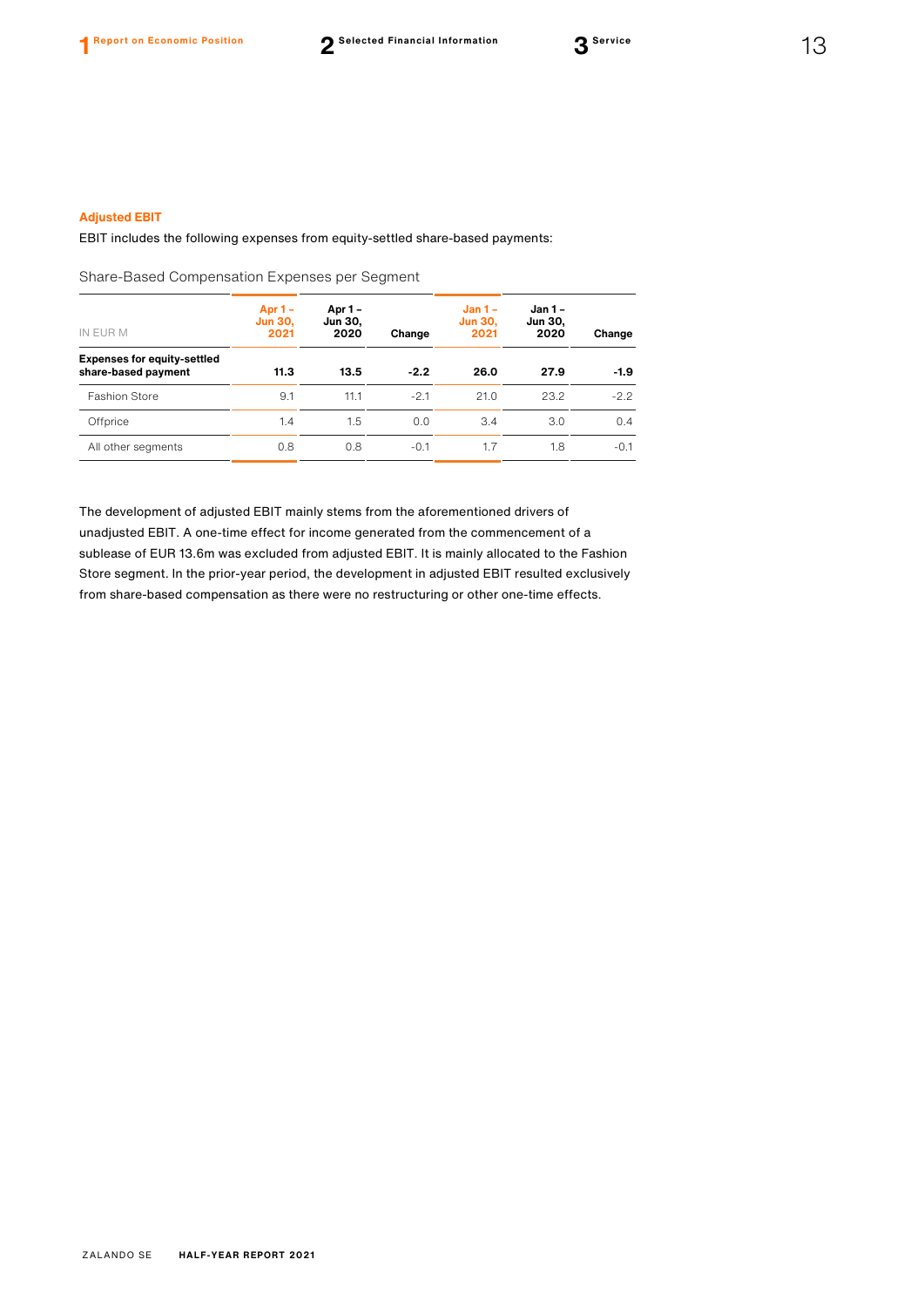### Adjusted EBIT

EBIT includes the following expenses from equity-settled share-based payments:

Share-Based Compensation Expenses per Segment

| IN EUR M | Apr 1 – Jun 30, 2021 | Apr 1 – Jun 30, 2020 | Change | Jan 1 – Jun 30, 2021 | Jan 1 – Jun 30, 2020 | Change |
|---|---|---|---|---|---|---|
| **Expenses for equity-settled share-based payment** | **11.3** | **13.5** | **-2.2** | **26.0** | **27.9** | **-1.9** |
| Fashion Store | 9.1 | 11.1 | -2.1 | 21.0 | 23.2 | -2.2 |
| Offprice | 1.4 | 1.5 | 0.0 | 3.4 | 3.0 | 0.4 |
| All other segments | 0.8 | 0.8 | -0.1 | 1.7 | 1.8 | -0.1 |

The development of adjusted EBIT mainly stems from the aforementioned drivers of unadjusted EBIT. A one-time effect for income generated from the commencement of a sublease of EUR 13.6m was excluded from adjusted EBIT. It is mainly allocated to the Fashion Store segment. In the prior-year period, the development in adjusted EBIT resulted exclusively from share-based compensation as there were no restructuring or other one-time effects.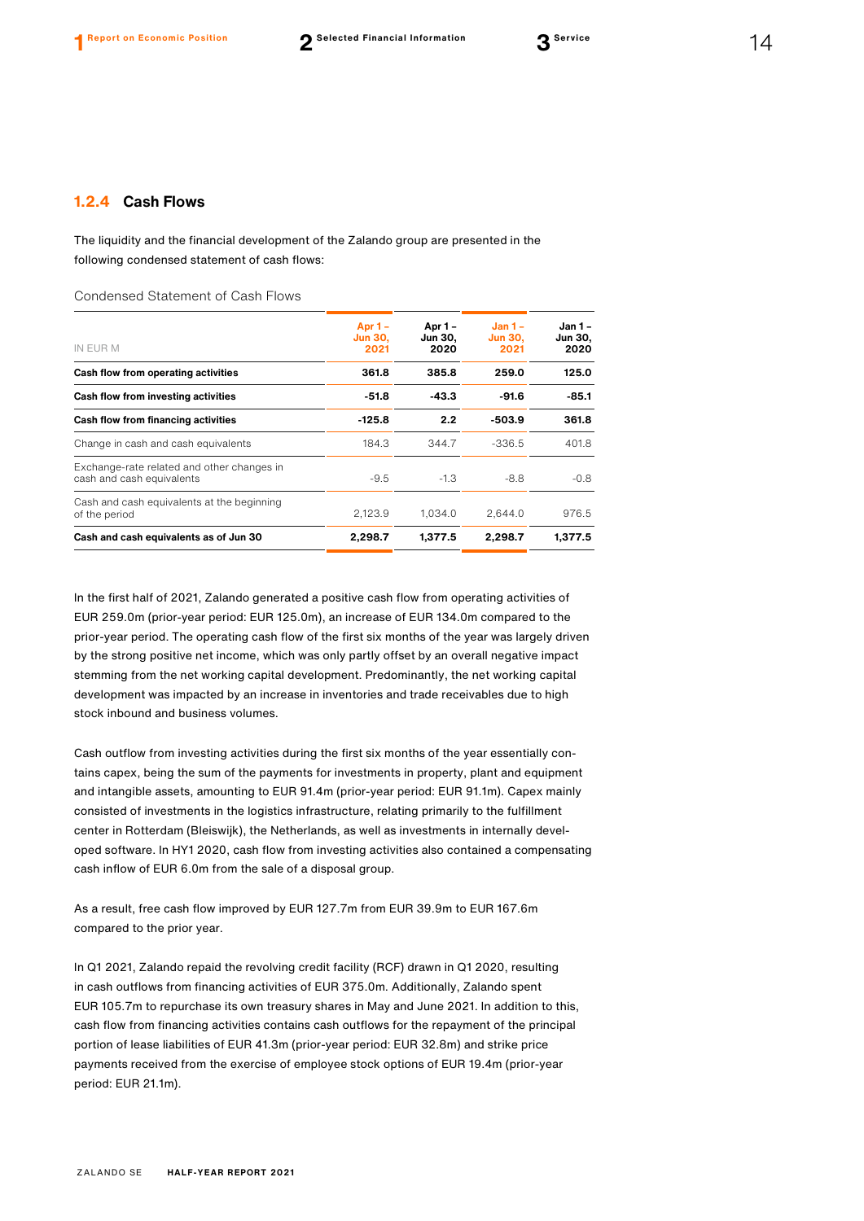### 1.2.4 Cash Flows

The liquidity and the financial development of the Zalando group are presented in the following condensed statement of cash flows:

Condensed Statement of Cash Flows

| IN EUR M | Apr 1 – Jun 30, 2021 | Apr 1 – Jun 30, 2020 | Jan 1 – Jun 30, 2021 | Jan 1 – Jun 30, 2020 |
|---|---|---|---|---|
| **Cash flow from operating activities** | **361.8** | **385.8** | **259.0** | **125.0** |
| **Cash flow from investing activities** | **-51.8** | **-43.3** | **-91.6** | **-85.1** |
| **Cash flow from financing activities** | **-125.8** | **2.2** | **-503.9** | **361.8** |
| Change in cash and cash equivalents | 184.3 | 344.7 | -336.5 | 401.8 |
| Exchange-rate related and other changes in cash and cash equivalents | -9.5 | -1.3 | -8.8 | -0.8 |
| Cash and cash equivalents at the beginning of the period | 2,123.9 | 1,034.0 | 2,644.0 | 976.5 |
| **Cash and cash equivalents as of Jun 30** | **2,298.7** | **1,377.5** | **2,298.7** | **1,377.5** |

In the first half of 2021, Zalando generated a positive cash flow from operating activities of EUR 259.0m (prior-year period: EUR 125.0m), an increase of EUR 134.0m compared to the prior-year period. The operating cash flow of the first six months of the year was largely driven by the strong positive net income, which was only partly offset by an overall negative impact stemming from the net working capital development. Predominantly, the net working capital development was impacted by an increase in inventories and trade receivables due to high stock inbound and business volumes.

Cash outflow from investing activities during the first six months of the year essentially contains capex, being the sum of the payments for investments in property, plant and equipment and intangible assets, amounting to EUR 91.4m (prior-year period: EUR 91.1m). Capex mainly consisted of investments in the logistics infrastructure, relating primarily to the fulfillment center in Rotterdam (Bleiswijk), the Netherlands, as well as investments in internally developed software. In HY1 2020, cash flow from investing activities also contained a compensating cash inflow of EUR 6.0m from the sale of a disposal group.

As a result, free cash flow improved by EUR 127.7m from EUR 39.9m to EUR 167.6m compared to the prior year.

In Q1 2021, Zalando repaid the revolving credit facility (RCF) drawn in Q1 2020, resulting in cash outflows from financing activities of EUR 375.0m. Additionally, Zalando spent EUR 105.7m to repurchase its own treasury shares in May and June 2021. In addition to this, cash flow from financing activities contains cash outflows for the repayment of the principal portion of lease liabilities of EUR 41.3m (prior-year period: EUR 32.8m) and strike price payments received from the exercise of employee stock options of EUR 19.4m (prior-year period: EUR 21.1m).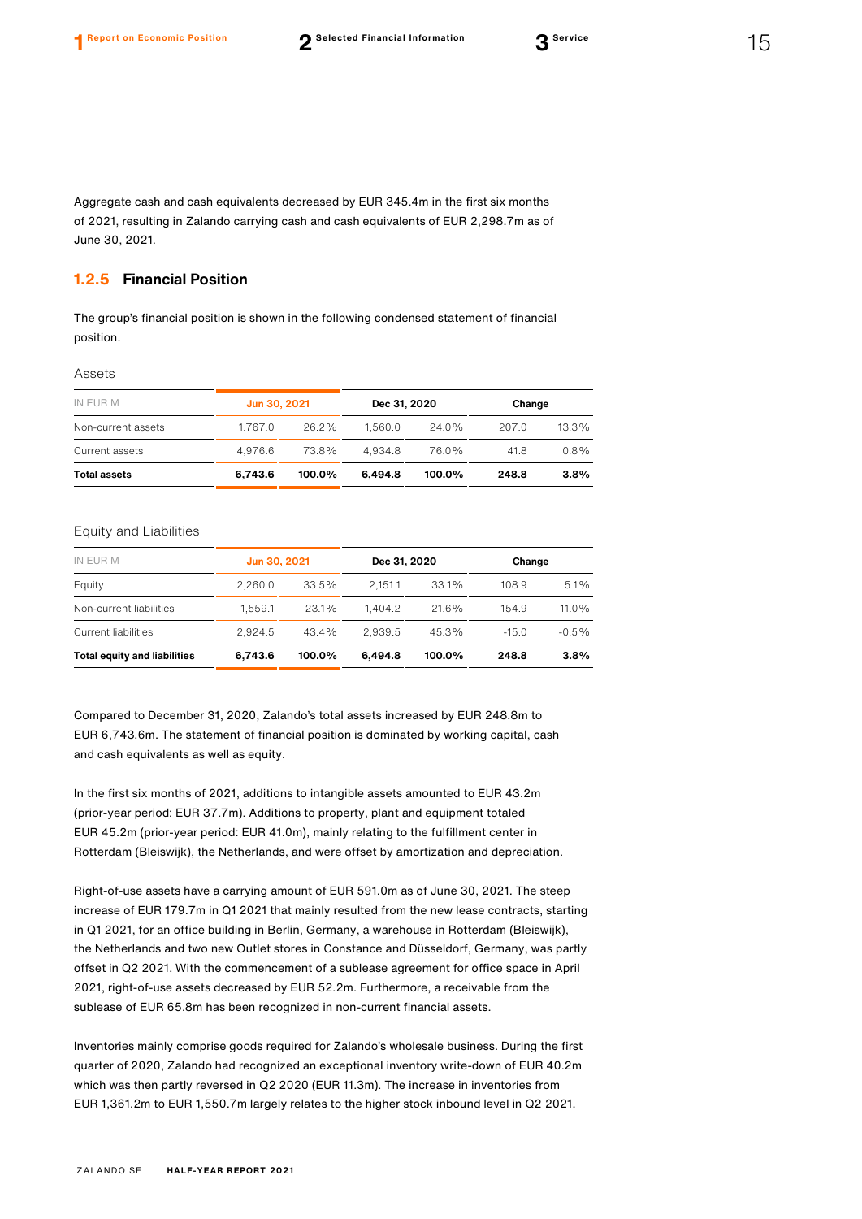Aggregate cash and cash equivalents decreased by EUR 345.4m in the first six months of 2021, resulting in Zalando carrying cash and cash equivalents of EUR 2,298.7m as of June 30, 2021.

### 1.2.5 Financial Position

The group's financial position is shown in the following condensed statement of financial position.

Assets

| IN EUR M | Jun 30, 2021 | | Dec 31, 2020 | | Change | |
|---|---|---|---|---|---|---|
| Non-current assets | 1,767.0 | 26.2% | 1,560.0 | 24.0% | 207.0 | 13.3% |
| Current assets | 4,976.6 | 73.8% | 4,934.8 | 76.0% | 41.8 | 0.8% |
| **Total assets** | **6,743.6** | **100.0%** | **6,494.8** | **100.0%** | **248.8** | **3.8%** |

Equity and Liabilities

| IN EUR M | Jun 30, 2021 | | Dec 31, 2020 | | Change | |
|---|---|---|---|---|---|---|
| Equity | 2,260.0 | 33.5% | 2,151.1 | 33.1% | 108.9 | 5.1% |
| Non-current liabilities | 1,559.1 | 23.1% | 1,404.2 | 21.6% | 154.9 | 11.0% |
| Current liabilities | 2,924.5 | 43.4% | 2,939.5 | 45.3% | -15.0 | -0.5% |
| **Total equity and liabilities** | **6,743.6** | **100.0%** | **6,494.8** | **100.0%** | **248.8** | **3.8%** |

Compared to December 31, 2020, Zalando's total assets increased by EUR 248.8m to EUR 6,743.6m. The statement of financial position is dominated by working capital, cash and cash equivalents as well as equity.

In the first six months of 2021, additions to intangible assets amounted to EUR 43.2m (prior-year period: EUR 37.7m). Additions to property, plant and equipment totaled EUR 45.2m (prior-year period: EUR 41.0m), mainly relating to the fulfillment center in Rotterdam (Bleiswijk), the Netherlands, and were offset by amortization and depreciation.

Right-of-use assets have a carrying amount of EUR 591.0m as of June 30, 2021. The steep increase of EUR 179.7m in Q1 2021 that mainly resulted from the new lease contracts, starting in Q1 2021, for an office building in Berlin, Germany, a warehouse in Rotterdam (Bleiswijk), the Netherlands and two new Outlet stores in Constance and Düsseldorf, Germany, was partly offset in Q2 2021. With the commencement of a sublease agreement for office space in April 2021, right-of-use assets decreased by EUR 52.2m. Furthermore, a receivable from the sublease of EUR 65.8m has been recognized in non-current financial assets.

Inventories mainly comprise goods required for Zalando's wholesale business. During the first quarter of 2020, Zalando had recognized an exceptional inventory write-down of EUR 40.2m which was then partly reversed in Q2 2020 (EUR 11.3m). The increase in inventories from EUR 1,361.2m to EUR 1,550.7m largely relates to the higher stock inbound level in Q2 2021.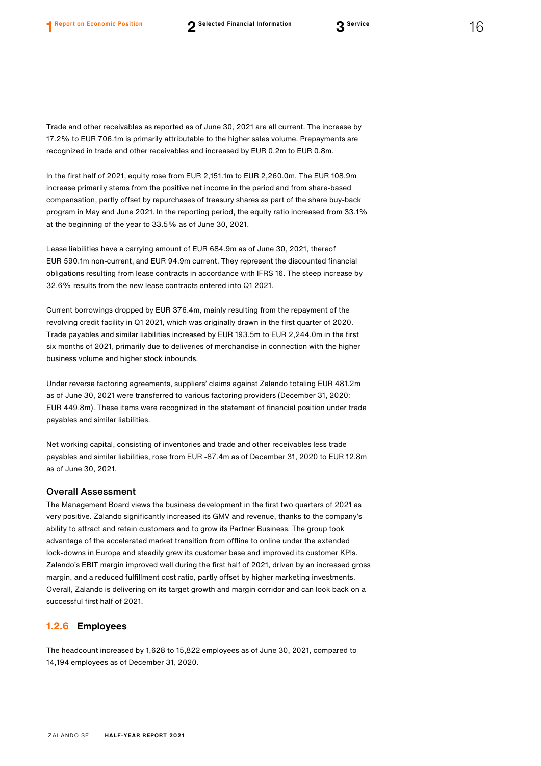Trade and other receivables as reported as of June 30, 2021 are all current. The increase by 17.2% to EUR 706.1m is primarily attributable to the higher sales volume. Prepayments are recognized in trade and other receivables and increased by EUR 0.2m to EUR 0.8m.

In the first half of 2021, equity rose from EUR 2,151.1m to EUR 2,260.0m. The EUR 108.9m increase primarily stems from the positive net income in the period and from share-based compensation, partly offset by repurchases of treasury shares as part of the share buy-back program in May and June 2021. In the reporting period, the equity ratio increased from 33.1% at the beginning of the year to 33.5% as of June 30, 2021.

Lease liabilities have a carrying amount of EUR 684.9m as of June 30, 2021, thereof EUR 590.1m non-current, and EUR 94.9m current. They represent the discounted financial obligations resulting from lease contracts in accordance with IFRS 16. The steep increase by 32.6% results from the new lease contracts entered into Q1 2021.

Current borrowings dropped by EUR 376.4m, mainly resulting from the repayment of the revolving credit facility in Q1 2021, which was originally drawn in the first quarter of 2020. Trade payables and similar liabilities increased by EUR 193.5m to EUR 2,244.0m in the first six months of 2021, primarily due to deliveries of merchandise in connection with the higher business volume and higher stock inbounds.

Under reverse factoring agreements, suppliers' claims against Zalando totaling EUR 481.2m as of June 30, 2021 were transferred to various factoring providers (December 31, 2020: EUR 449.8m). These items were recognized in the statement of financial position under trade payables and similar liabilities.

Net working capital, consisting of inventories and trade and other receivables less trade payables and similar liabilities, rose from EUR -87.4m as of December 31, 2020 to EUR 12.8m as of June 30, 2021.

### Overall Assessment

The Management Board views the business development in the first two quarters of 2021 as very positive. Zalando significantly increased its GMV and revenue, thanks to the company's ability to attract and retain customers and to grow its Partner Business. The group took advantage of the accelerated market transition from offline to online under the extended lock-downs in Europe and steadily grew its customer base and improved its customer KPIs. Zalando's EBIT margin improved well during the first half of 2021, driven by an increased gross margin, and a reduced fulfillment cost ratio, partly offset by higher marketing investments. Overall, Zalando is delivering on its target growth and margin corridor and can look back on a successful first half of 2021.

## 1.2.6 Employees

The headcount increased by 1,628 to 15,822 employees as of June 30, 2021, compared to 14,194 employees as of December 31, 2020.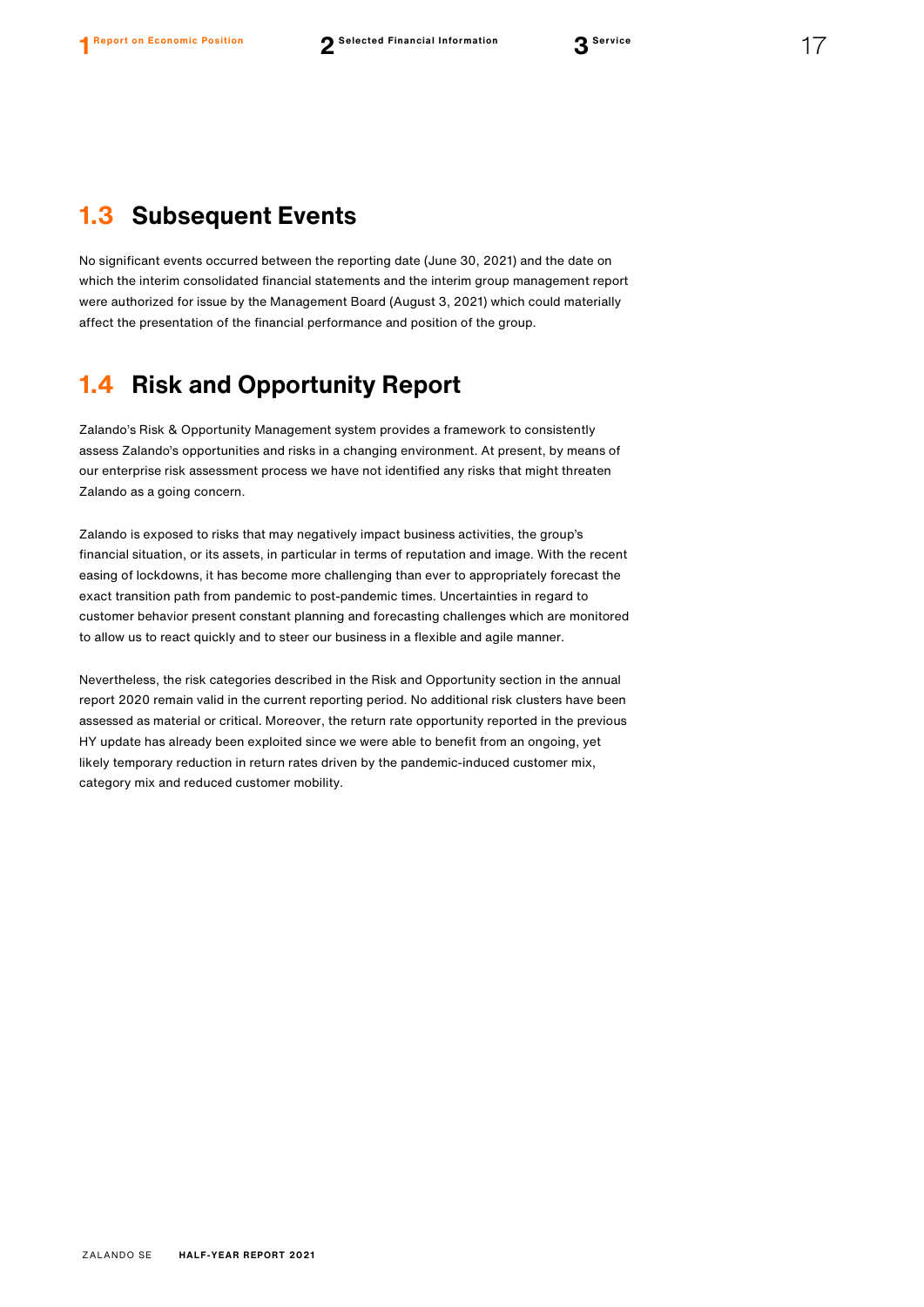## 1.3 Subsequent Events

No significant events occurred between the reporting date (June 30, 2021) and the date on which the interim consolidated financial statements and the interim group management report were authorized for issue by the Management Board (August 3, 2021) which could materially affect the presentation of the financial performance and position of the group.

## 1.4 Risk and Opportunity Report

Zalando's Risk & Opportunity Management system provides a framework to consistently assess Zalando's opportunities and risks in a changing environment. At present, by means of our enterprise risk assessment process we have not identified any risks that might threaten Zalando as a going concern.

Zalando is exposed to risks that may negatively impact business activities, the group's financial situation, or its assets, in particular in terms of reputation and image. With the recent easing of lockdowns, it has become more challenging than ever to appropriately forecast the exact transition path from pandemic to post-pandemic times. Uncertainties in regard to customer behavior present constant planning and forecasting challenges which are monitored to allow us to react quickly and to steer our business in a flexible and agile manner.

Nevertheless, the risk categories described in the Risk and Opportunity section in the annual report 2020 remain valid in the current reporting period. No additional risk clusters have been assessed as material or critical. Moreover, the return rate opportunity reported in the previous HY update has already been exploited since we were able to benefit from an ongoing, yet likely temporary reduction in return rates driven by the pandemic-induced customer mix, category mix and reduced customer mobility.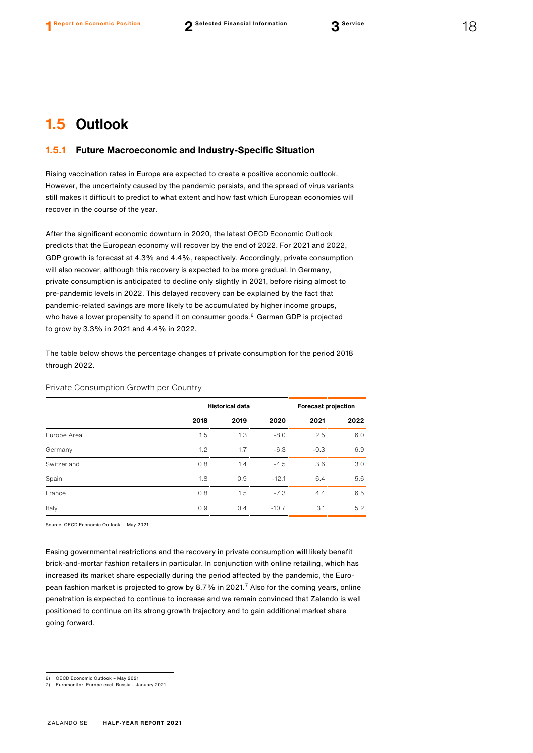## 1.5 Outlook

### 1.5.1 Future Macroeconomic and Industry-Specific Situation

Rising vaccination rates in Europe are expected to create a positive economic outlook. However, the uncertainty caused by the pandemic persists, and the spread of virus variants still makes it difficult to predict to what extent and how fast which European economies will recover in the course of the year.

After the significant economic downturn in 2020, the latest OECD Economic Outlook predicts that the European economy will recover by the end of 2022. For 2021 and 2022, GDP growth is forecast at 4.3% and 4.4%, respectively. Accordingly, private consumption will also recover, although this recovery is expected to be more gradual. In Germany, private consumption is anticipated to decline only slightly in 2021, before rising almost to pre-pandemic levels in 2022. This delayed recovery can be explained by the fact that pandemic-related savings are more likely to be accumulated by higher income groups, who have a lower propensity to spend it on consumer goods.[6] German GDP is projected to grow by 3.3% in 2021 and 4.4% in 2022.

The table below shows the percentage changes of private consumption for the period 2018 through 2022.

Private Consumption Growth per Country

| | Historical data | | | Forecast projection | |
|---|---|---|---|---|---|
| | 2018 | 2019 | 2020 | 2021 | 2022 |
| Europe Area | 1.5 | 1.3 | -8.0 | 2.5 | 6.0 |
| Germany | 1.2 | 1.7 | -6.3 | -0.3 | 6.9 |
| Switzerland | 0.8 | 1.4 | -4.5 | 3.6 | 3.0 |
| Spain | 1.8 | 0.9 | -12.1 | 6.4 | 5.6 |
| France | 0.8 | 1.5 | -7.3 | 4.4 | 6.5 |
| Italy | 0.9 | 0.4 | -10.7 | 3.1 | 5.2 |

Source: OECD Economic Outlook – May 2021

Easing governmental restrictions and the recovery in private consumption will likely benefit brick-and-mortar fashion retailers in particular. In conjunction with online retailing, which has increased its market share especially during the period affected by the pandemic, the European fashion market is projected to grow by 8.7% in 2021.[7] Also for the coming years, online penetration is expected to continue to increase and we remain convinced that Zalando is well positioned to continue on its strong growth trajectory and to gain additional market share going forward.

6) OECD Economic Outlook – May 2021
7) Euromonitor, Europe excl. Russia – January 2021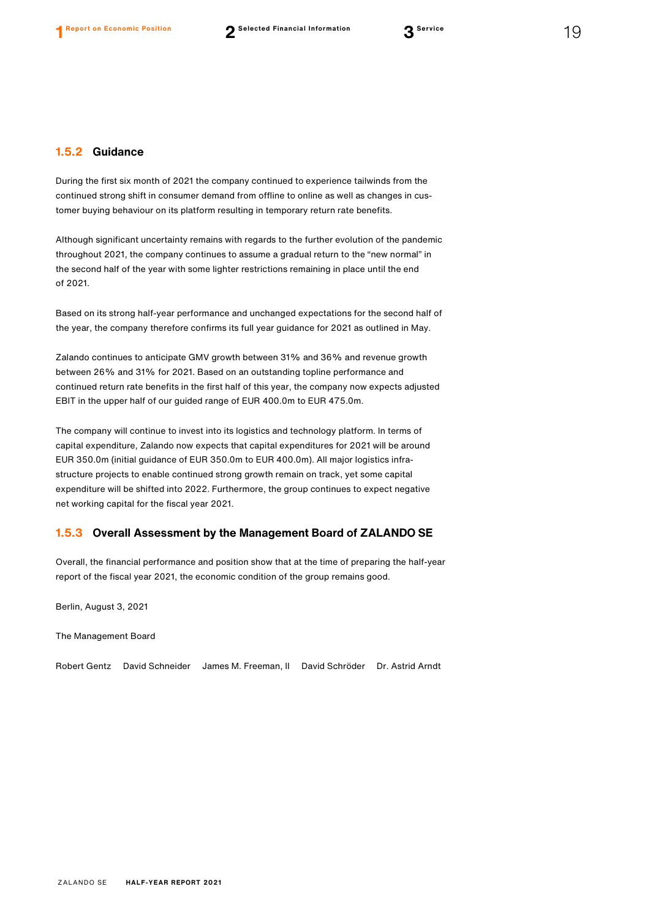### 1.5.2 Guidance

During the first six month of 2021 the company continued to experience tailwinds from the continued strong shift in consumer demand from offline to online as well as changes in customer buying behaviour on its platform resulting in temporary return rate benefits.

Although significant uncertainty remains with regards to the further evolution of the pandemic throughout 2021, the company continues to assume a gradual return to the "new normal" in the second half of the year with some lighter restrictions remaining in place until the end of 2021.

Based on its strong half-year performance and unchanged expectations for the second half of the year, the company therefore confirms its full year guidance for 2021 as outlined in May.

Zalando continues to anticipate GMV growth between 31% and 36% and revenue growth between 26% and 31% for 2021. Based on an outstanding topline performance and continued return rate benefits in the first half of this year, the company now expects adjusted EBIT in the upper half of our guided range of EUR 400.0m to EUR 475.0m.

The company will continue to invest into its logistics and technology platform. In terms of capital expenditure, Zalando now expects that capital expenditures for 2021 will be around EUR 350.0m (initial guidance of EUR 350.0m to EUR 400.0m). All major logistics infrastructure projects to enable continued strong growth remain on track, yet some capital expenditure will be shifted into 2022. Furthermore, the group continues to expect negative net working capital for the fiscal year 2021.

### 1.5.3 Overall Assessment by the Management Board of ZALANDO SE

Overall, the financial performance and position show that at the time of preparing the half-year report of the fiscal year 2021, the economic condition of the group remains good.

Berlin, August 3, 2021

The Management Board

Robert Gentz    David Schneider    James M. Freeman, II    David Schröder    Dr. Astrid Arndt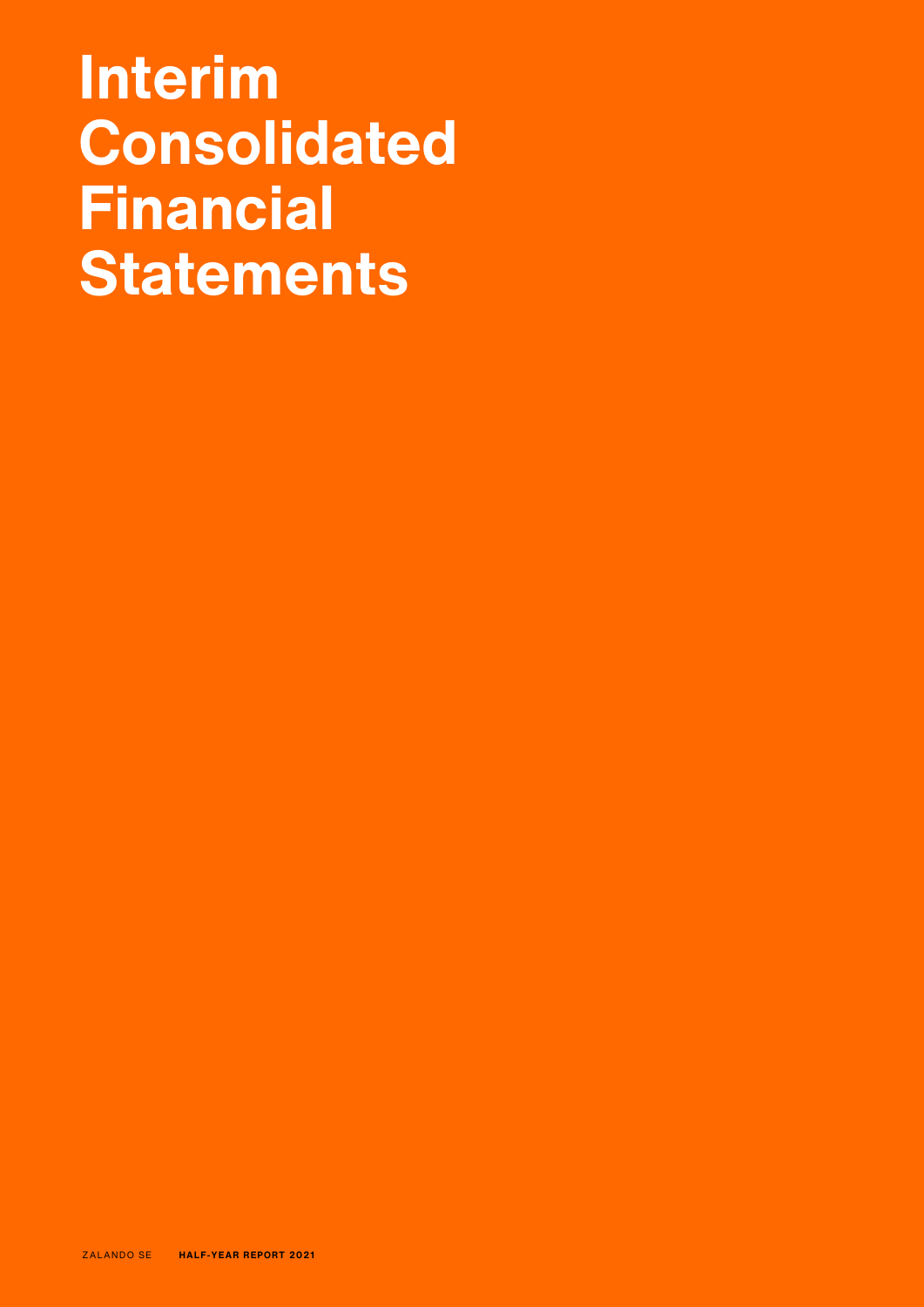# Interim Consolidated Financial Statements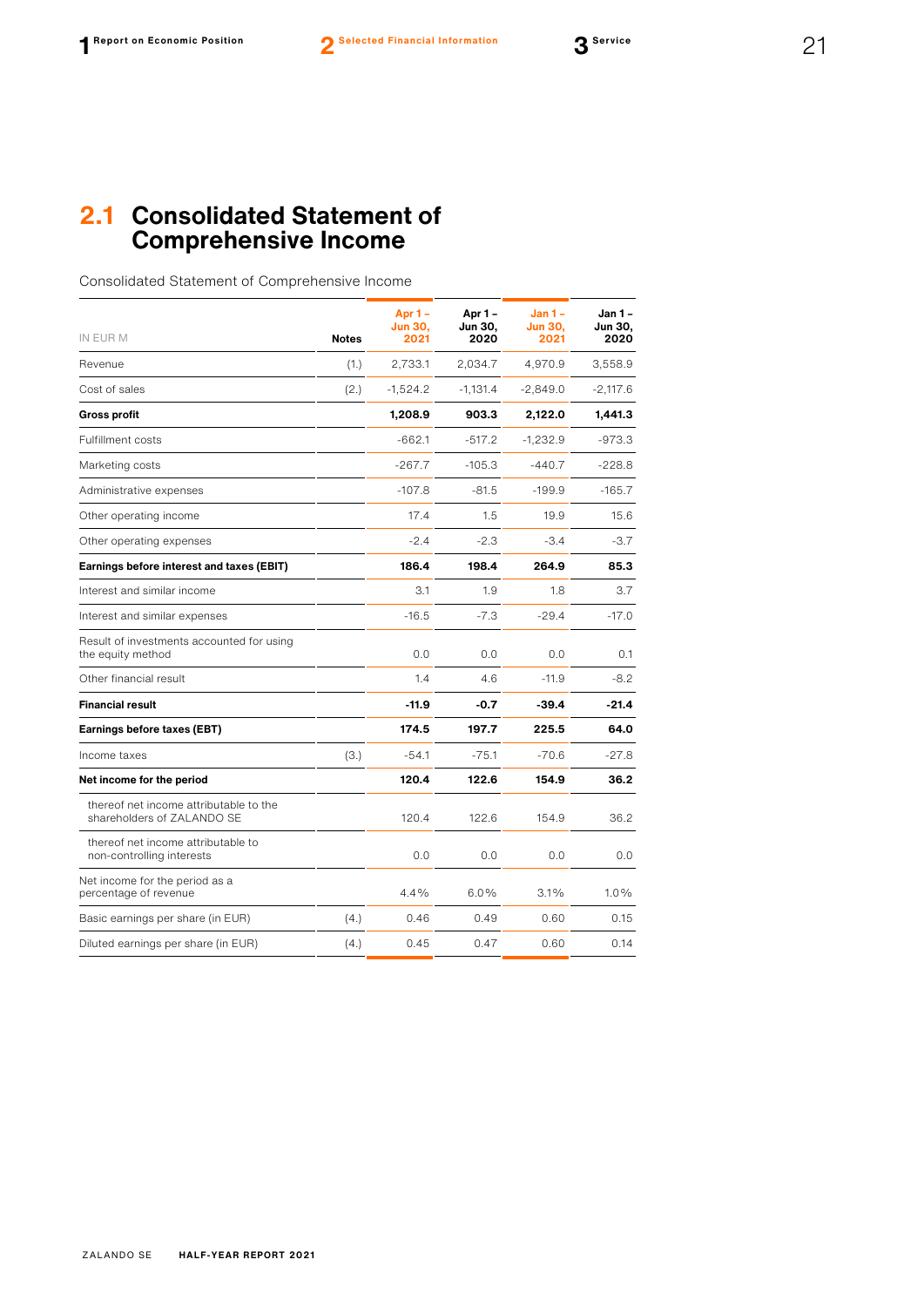## 2.1 Consolidated Statement of Comprehensive Income

Consolidated Statement of Comprehensive Income

| IN EUR M | Notes | Apr 1 – Jun 30, 2021 | Apr 1 – Jun 30, 2020 | Jan 1 – Jun 30, 2021 | Jan 1 – Jun 30, 2020 |
|---|---|---|---|---|---|
| Revenue | (1.) | 2,733.1 | 2,034.7 | 4,970.9 | 3,558.9 |
| Cost of sales | (2.) | -1,524.2 | -1,131.4 | -2,849.0 | -2,117.6 |
| **Gross profit** | | **1,208.9** | **903.3** | **2,122.0** | **1,441.3** |
| Fulfillment costs | | -662.1 | -517.2 | -1,232.9 | -973.3 |
| Marketing costs | | -267.7 | -105.3 | -440.7 | -228.8 |
| Administrative expenses | | -107.8 | -81.5 | -199.9 | -165.7 |
| Other operating income | | 17.4 | 1.5 | 19.9 | 15.6 |
| Other operating expenses | | -2.4 | -2.3 | -3.4 | -3.7 |
| **Earnings before interest and taxes (EBIT)** | | **186.4** | **198.4** | **264.9** | **85.3** |
| Interest and similar income | | 3.1 | 1.9 | 1.8 | 3.7 |
| Interest and similar expenses | | -16.5 | -7.3 | -29.4 | -17.0 |
| Result of investments accounted for using the equity method | | 0.0 | 0.0 | 0.0 | 0.1 |
| Other financial result | | 1.4 | 4.6 | -11.9 | -8.2 |
| **Financial result** | | **-11.9** | **-0.7** | **-39.4** | **-21.4** |
| **Earnings before taxes (EBT)** | | **174.5** | **197.7** | **225.5** | **64.0** |
| Income taxes | (3.) | -54.1 | -75.1 | -70.6 | -27.8 |
| **Net income for the period** | | **120.4** | **122.6** | **154.9** | **36.2** |
| thereof net income attributable to the shareholders of ZALANDO SE | | 120.4 | 122.6 | 154.9 | 36.2 |
| thereof net income attributable to non-controlling interests | | 0.0 | 0.0 | 0.0 | 0.0 |
| Net income for the period as a percentage of revenue | | 4.4% | 6.0% | 3.1% | 1.0% |
| Basic earnings per share (in EUR) | (4.) | 0.46 | 0.49 | 0.60 | 0.15 |
| Diluted earnings per share (in EUR) | (4.) | 0.45 | 0.47 | 0.60 | 0.14 |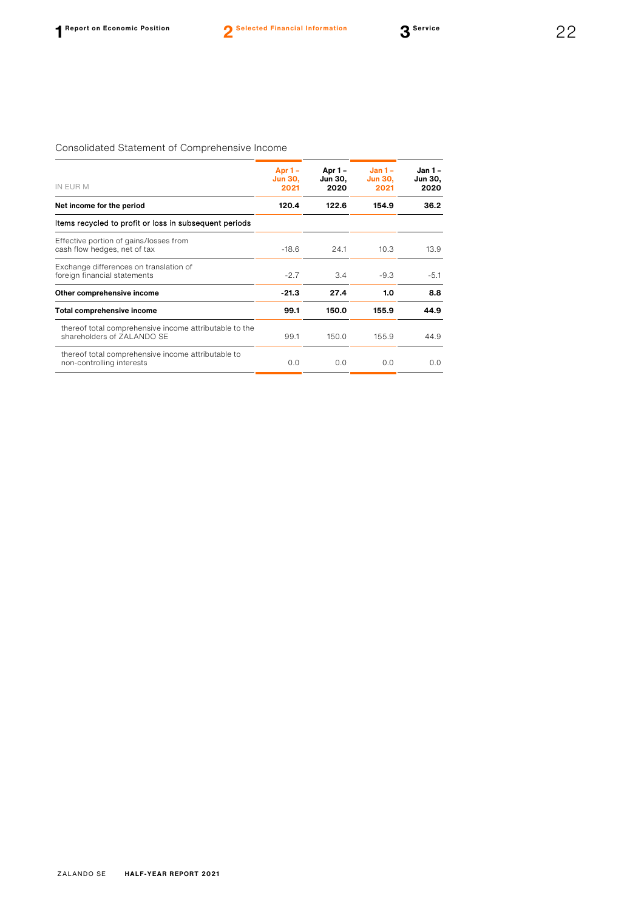## Consolidated Statement of Comprehensive Income

| IN EUR M | Apr 1 – Jun 30, 2021 | Apr 1 – Jun 30, 2020 | Jan 1 – Jun 30, 2021 | Jan 1 – Jun 30, 2020 |
|---|---|---|---|---|
| **Net income for the period** | **120.4** | **122.6** | **154.9** | **36.2** |
| Items recycled to profit or loss in subsequent periods | | | | |
| Effective portion of gains/losses from cash flow hedges, net of tax | -18.6 | 24.1 | 10.3 | 13.9 |
| Exchange differences on translation of foreign financial statements | -2.7 | 3.4 | -9.3 | -5.1 |
| **Other comprehensive income** | **-21.3** | **27.4** | **1.0** | **8.8** |
| **Total comprehensive income** | **99.1** | **150.0** | **155.9** | **44.9** |
| thereof total comprehensive income attributable to the shareholders of ZALANDO SE | 99.1 | 150.0 | 155.9 | 44.9 |
| thereof total comprehensive income attributable to non-controlling interests | 0.0 | 0.0 | 0.0 | 0.0 |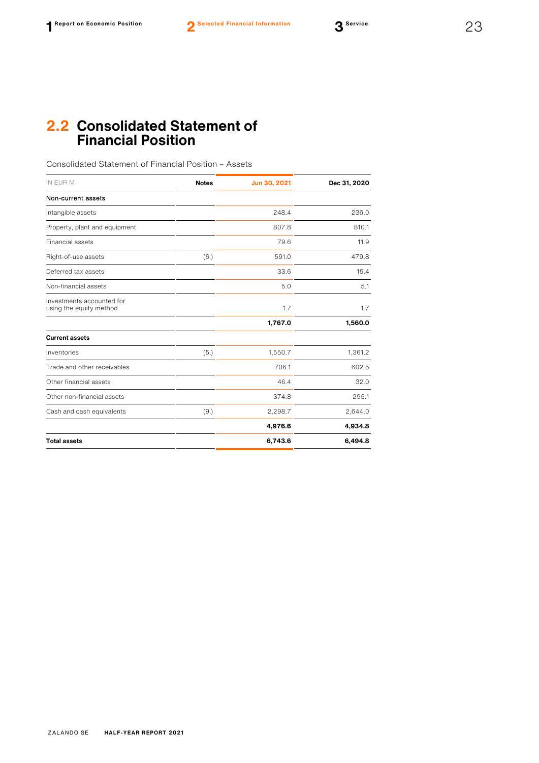## 2.2 Consolidated Statement of Financial Position

Consolidated Statement of Financial Position – Assets

| IN EUR M | Notes | Jun 30, 2021 | Dec 31, 2020 |
|---|---|---|---|
| Non-current assets | | | |
| Intangible assets | | 248.4 | 236.0 |
| Property, plant and equipment | | 807.8 | 810.1 |
| Financial assets | | 79.6 | 11.9 |
| Right-of-use assets | (6.) | 591.0 | 479.8 |
| Deferred tax assets | | 33.6 | 15.4 |
| Non-financial assets | | 5.0 | 5.1 |
| Investments accounted for using the equity method | | 1.7 | 1.7 |
| | | **1,767.0** | **1,560.0** |
| **Current assets** | | | |
| Inventories | (5.) | 1,550.7 | 1,361.2 |
| Trade and other receivables | | 706.1 | 602.5 |
| Other financial assets | | 46.4 | 32.0 |
| Other non-financial assets | | 374.8 | 295.1 |
| Cash and cash equivalents | (9.) | 2,298.7 | 2,644.0 |
| | | **4,976.6** | **4,934.8** |
| **Total assets** | | **6,743.6** | **6,494.8** |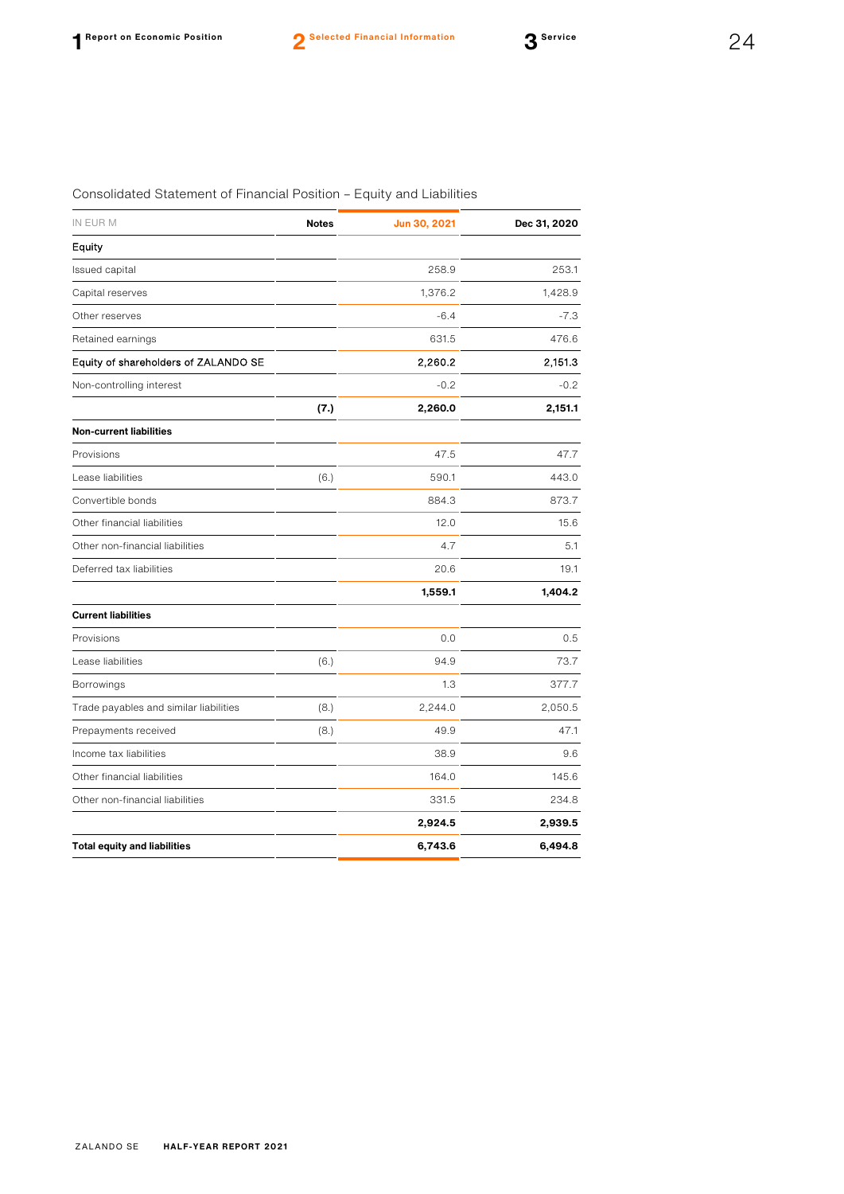Consolidated Statement of Financial Position – Equity and Liabilities

| IN EUR M | Notes | Jun 30, 2021 | Dec 31, 2020 |
|---|---|---|---|
| Equity | | | |
| Issued capital | | 258.9 | 253.1 |
| Capital reserves | | 1,376.2 | 1,428.9 |
| Other reserves | | -6.4 | -7.3 |
| Retained earnings | | 631.5 | 476.6 |
| Equity of shareholders of ZALANDO SE | | **2,260.2** | **2,151.3** |
| Non-controlling interest | | -0.2 | -0.2 |
| | **(7.)** | **2,260.0** | **2,151.1** |
| **Non-current liabilities** | | | |
| Provisions | | 47.5 | 47.7 |
| Lease liabilities | (6.) | 590.1 | 443.0 |
| Convertible bonds | | 884.3 | 873.7 |
| Other financial liabilities | | 12.0 | 15.6 |
| Other non-financial liabilities | | 4.7 | 5.1 |
| Deferred tax liabilities | | 20.6 | 19.1 |
| | | **1,559.1** | **1,404.2** |
| **Current liabilities** | | | |
| Provisions | | 0.0 | 0.5 |
| Lease liabilities | (6.) | 94.9 | 73.7 |
| Borrowings | | 1.3 | 377.7 |
| Trade payables and similar liabilities | (8.) | 2,244.0 | 2,050.5 |
| Prepayments received | (8.) | 49.9 | 47.1 |
| Income tax liabilities | | 38.9 | 9.6 |
| Other financial liabilities | | 164.0 | 145.6 |
| Other non-financial liabilities | | 331.5 | 234.8 |
| | | **2,924.5** | **2,939.5** |
| **Total equity and liabilities** | | **6,743.6** | **6,494.8** |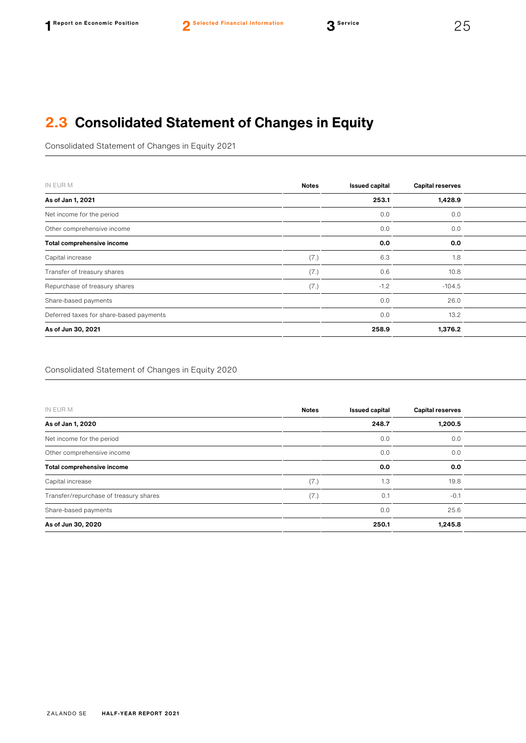## 2.3 Consolidated Statement of Changes in Equity

Consolidated Statement of Changes in Equity 2021

| IN EUR M | Notes | Issued capital | Capital reserves |
|---|---|---|---|
| **As of Jan 1, 2021** | | **253.1** | **1,428.9** |
| Net income for the period | | 0.0 | 0.0 |
| Other comprehensive income | | 0.0 | 0.0 |
| **Total comprehensive income** | | **0.0** | **0.0** |
| Capital increase | (7.) | 6.3 | 1.8 |
| Transfer of treasury shares | (7.) | 0.6 | 10.8 |
| Repurchase of treasury shares | (7.) | -1.2 | -104.5 |
| Share-based payments | | 0.0 | 26.0 |
| Deferred taxes for share-based payments | | 0.0 | 13.2 |
| **As of Jun 30, 2021** | | **258.9** | **1,376.2** |

Consolidated Statement of Changes in Equity 2020

| IN EUR M | Notes | Issued capital | Capital reserves |
|---|---|---|---|
| **As of Jan 1, 2020** | | **248.7** | **1,200.5** |
| Net income for the period | | 0.0 | 0.0 |
| Other comprehensive income | | 0.0 | 0.0 |
| **Total comprehensive income** | | **0.0** | **0.0** |
| Capital increase | (7.) | 1.3 | 19.8 |
| Transfer/repurchase of treasury shares | (7.) | 0.1 | -0.1 |
| Share-based payments | | 0.0 | 25.6 |
| **As of Jun 30, 2020** | | **250.1** | **1,245.8** |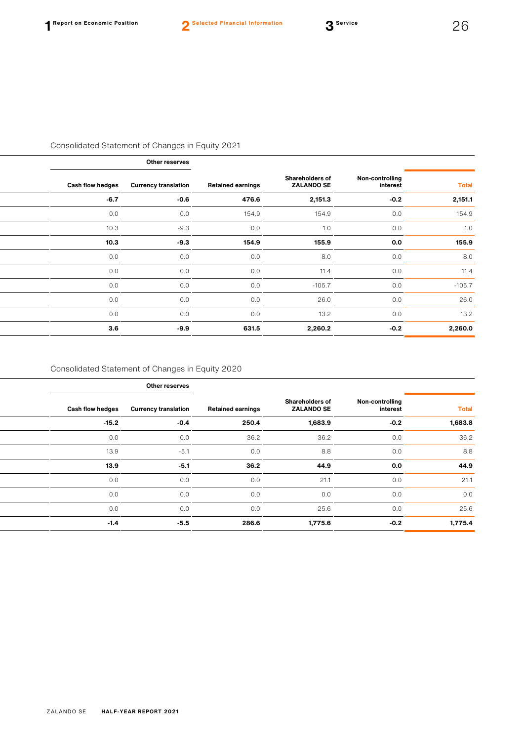Consolidated Statement of Changes in Equity 2021

| Other reserves | | | | | |
|---|---|---|---|---|---|
| Cash flow hedges | Currency translation | Retained earnings | Shareholders of ZALANDO SE | Non-controlling interest | Total |
| **-6.7** | **-0.6** | **476.6** | **2,151.3** | **-0.2** | **2,151.1** |
| 0.0 | 0.0 | 154.9 | 154.9 | 0.0 | 154.9 |
| 10.3 | -9.3 | 0.0 | 1.0 | 0.0 | 1.0 |
| **10.3** | **-9.3** | **154.9** | **155.9** | **0.0** | **155.9** |
| 0.0 | 0.0 | 0.0 | 8.0 | 0.0 | 8.0 |
| 0.0 | 0.0 | 0.0 | 11.4 | 0.0 | 11.4 |
| 0.0 | 0.0 | 0.0 | -105.7 | 0.0 | -105.7 |
| 0.0 | 0.0 | 0.0 | 26.0 | 0.0 | 26.0 |
| 0.0 | 0.0 | 0.0 | 13.2 | 0.0 | 13.2 |
| **3.6** | **-9.9** | **631.5** | **2,260.2** | **-0.2** | **2,260.0** |

Consolidated Statement of Changes in Equity 2020

| Other reserves | | | | | |
|---|---|---|---|---|---|
| Cash flow hedges | Currency translation | Retained earnings | Shareholders of ZALANDO SE | Non-controlling interest | Total |
| **-15.2** | **-0.4** | **250.4** | **1,683.9** | **-0.2** | **1,683.8** |
| 0.0 | 0.0 | 36.2 | 36.2 | 0.0 | 36.2 |
| 13.9 | -5.1 | 0.0 | 8.8 | 0.0 | 8.8 |
| **13.9** | **-5.1** | **36.2** | **44.9** | **0.0** | **44.9** |
| 0.0 | 0.0 | 0.0 | 21.1 | 0.0 | 21.1 |
| 0.0 | 0.0 | 0.0 | 0.0 | 0.0 | 0.0 |
| 0.0 | 0.0 | 0.0 | 25.6 | 0.0 | 25.6 |
| **-1.4** | **-5.5** | **286.6** | **1,775.6** | **-0.2** | **1,775.4** |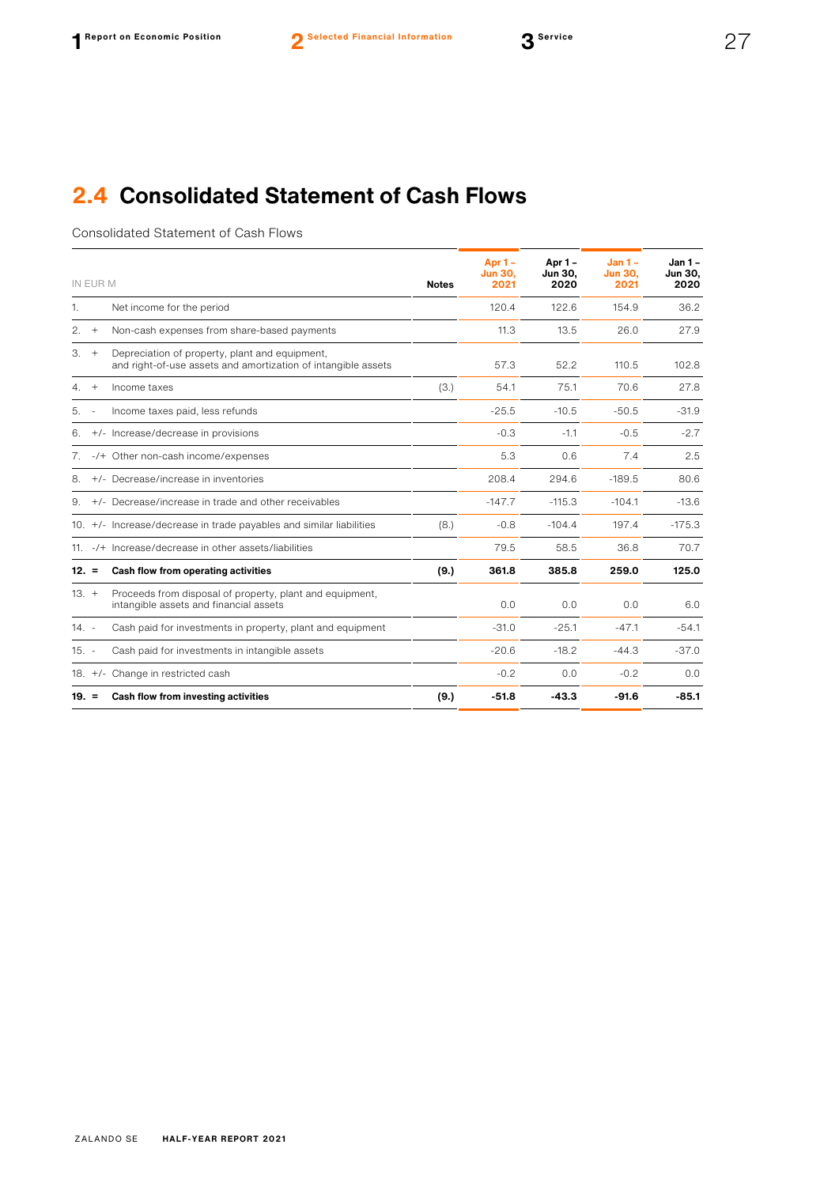## 2.4 Consolidated Statement of Cash Flows

Consolidated Statement of Cash Flows

| IN EUR M | | | Notes | Apr 1 – Jun 30, 2021 | Apr 1 – Jun 30, 2020 | Jan 1 – Jun 30, 2021 | Jan 1 – Jun 30, 2020 |
|---|---|---|---|---|---|---|---|
| 1. | | Net income for the period | | 120.4 | 122.6 | 154.9 | 36.2 |
| 2. | + | Non-cash expenses from share-based payments | | 11.3 | 13.5 | 26.0 | 27.9 |
| 3. | + | Depreciation of property, plant and equipment, and right-of-use assets and amortization of intangible assets | | 57.3 | 52.2 | 110.5 | 102.8 |
| 4. | + | Income taxes | (3.) | 54.1 | 75.1 | 70.6 | 27.8 |
| 5. | - | Income taxes paid, less refunds | | -25.5 | -10.5 | -50.5 | -31.9 |
| 6. | +/- | Increase/decrease in provisions | | -0.3 | -1.1 | -0.5 | -2.7 |
| 7. | -/+ | Other non-cash income/expenses | | 5.3 | 0.6 | 7.4 | 2.5 |
| 8. | +/- | Decrease/increase in inventories | | 208.4 | 294.6 | -189.5 | 80.6 |
| 9. | +/- | Decrease/increase in trade and other receivables | | -147.7 | -115.3 | -104.1 | -13.6 |
| 10. | +/- | Increase/decrease in trade payables and similar liabilities | (8.) | -0.8 | -104.4 | 197.4 | -175.3 |
| 11. | -/+ | Increase/decrease in other assets/liabilities | | 79.5 | 58.5 | 36.8 | 70.7 |
| **12.** | **=** | **Cash flow from operating activities** | **(9.)** | **361.8** | **385.8** | **259.0** | **125.0** |
| 13. | + | Proceeds from disposal of property, plant and equipment, intangible assets and financial assets | | 0.0 | 0.0 | 0.0 | 6.0 |
| 14. | - | Cash paid for investments in property, plant and equipment | | -31.0 | -25.1 | -47.1 | -54.1 |
| 15. | - | Cash paid for investments in intangible assets | | -20.6 | -18.2 | -44.3 | -37.0 |
| 18. | +/- | Change in restricted cash | | -0.2 | 0.0 | -0.2 | 0.0 |
| **19.** | **=** | **Cash flow from investing activities** | **(9.)** | **-51.8** | **-43.3** | **-91.6** | **-85.1** |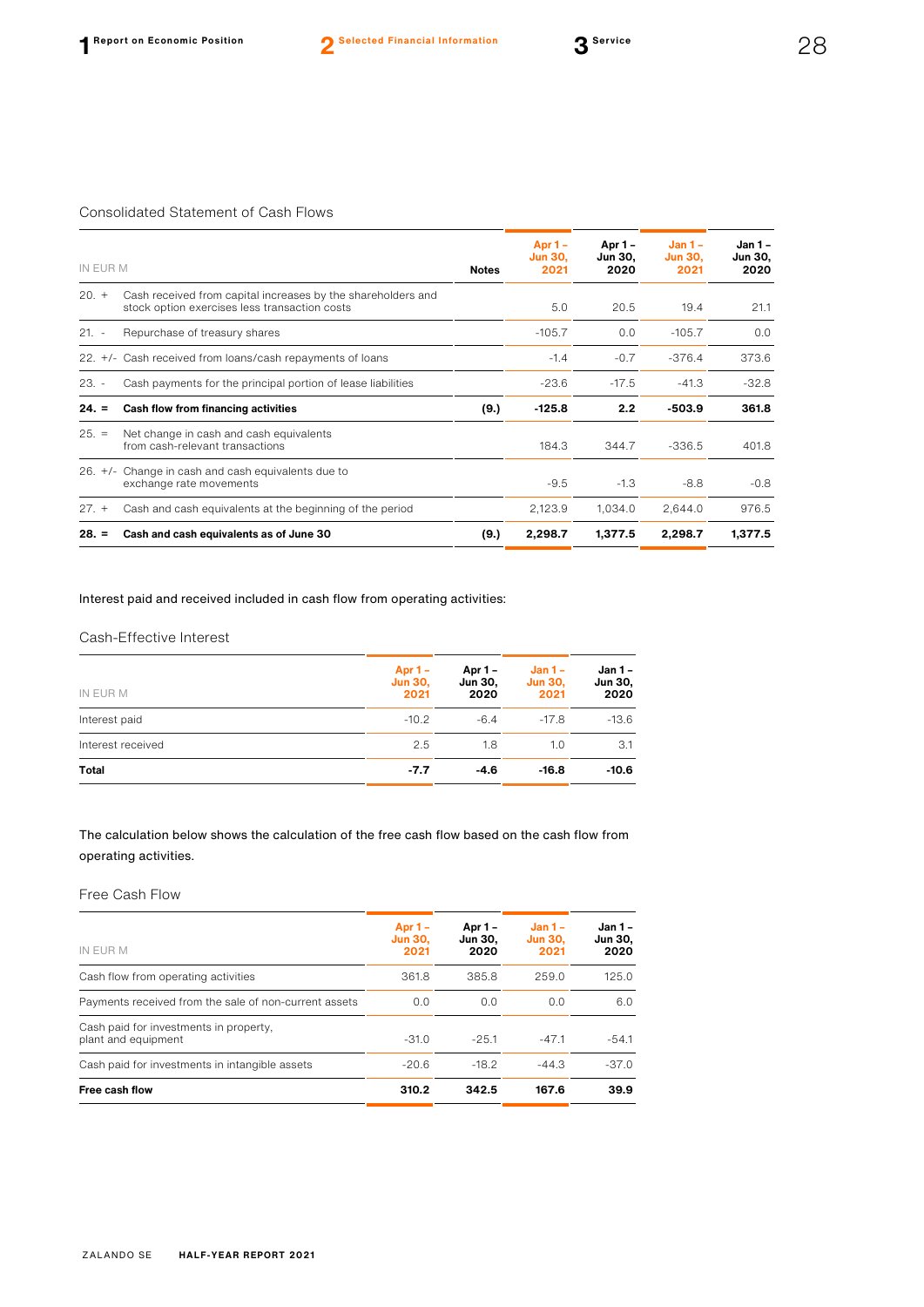Consolidated Statement of Cash Flows

| IN EUR M | | Notes | Apr 1 – Jun 30, 2021 | Apr 1 – Jun 30, 2020 | Jan 1 – Jun 30, 2021 | Jan 1 – Jun 30, 2020 |
|---|---|---|---|---|---|---|
| 20. + | Cash received from capital increases by the shareholders and stock option exercises less transaction costs | | 5.0 | 20.5 | 19.4 | 21.1 |
| 21. - | Repurchase of treasury shares | | -105.7 | 0.0 | -105.7 | 0.0 |
| 22. +/- | Cash received from loans/cash repayments of loans | | -1.4 | -0.7 | -376.4 | 373.6 |
| 23. - | Cash payments for the principal portion of lease liabilities | | -23.6 | -17.5 | -41.3 | -32.8 |
| **24. =** | **Cash flow from financing activities** | **(9.)** | **-125.8** | **2.2** | **-503.9** | **361.8** |
| 25. = | Net change in cash and cash equivalents from cash-relevant transactions | | 184.3 | 344.7 | -336.5 | 401.8 |
| 26. +/- | Change in cash and cash equivalents due to exchange rate movements | | -9.5 | -1.3 | -8.8 | -0.8 |
| 27. + | Cash and cash equivalents at the beginning of the period | | 2,123.9 | 1,034.0 | 2,644.0 | 976.5 |
| **28. =** | **Cash and cash equivalents as of June 30** | **(9.)** | **2,298.7** | **1,377.5** | **2,298.7** | **1,377.5** |

Interest paid and received included in cash flow from operating activities:

Cash-Effective Interest

| IN EUR M | Apr 1 – Jun 30, 2021 | Apr 1 – Jun 30, 2020 | Jan 1 – Jun 30, 2021 | Jan 1 – Jun 30, 2020 |
|---|---|---|---|---|
| Interest paid | -10.2 | -6.4 | -17.8 | -13.6 |
| Interest received | 2.5 | 1.8 | 1.0 | 3.1 |
| **Total** | **-7.7** | **-4.6** | **-16.8** | **-10.6** |

The calculation below shows the calculation of the free cash flow based on the cash flow from operating activities.

Free Cash Flow

| IN EUR M | Apr 1 – Jun 30, 2021 | Apr 1 – Jun 30, 2020 | Jan 1 – Jun 30, 2021 | Jan 1 – Jun 30, 2020 |
|---|---|---|---|---|
| Cash flow from operating activities | 361.8 | 385.8 | 259.0 | 125.0 |
| Payments received from the sale of non-current assets | 0.0 | 0.0 | 0.0 | 6.0 |
| Cash paid for investments in property, plant and equipment | -31.0 | -25.1 | -47.1 | -54.1 |
| Cash paid for investments in intangible assets | -20.6 | -18.2 | -44.3 | -37.0 |
| **Free cash flow** | **310.2** | **342.5** | **167.6** | **39.9** |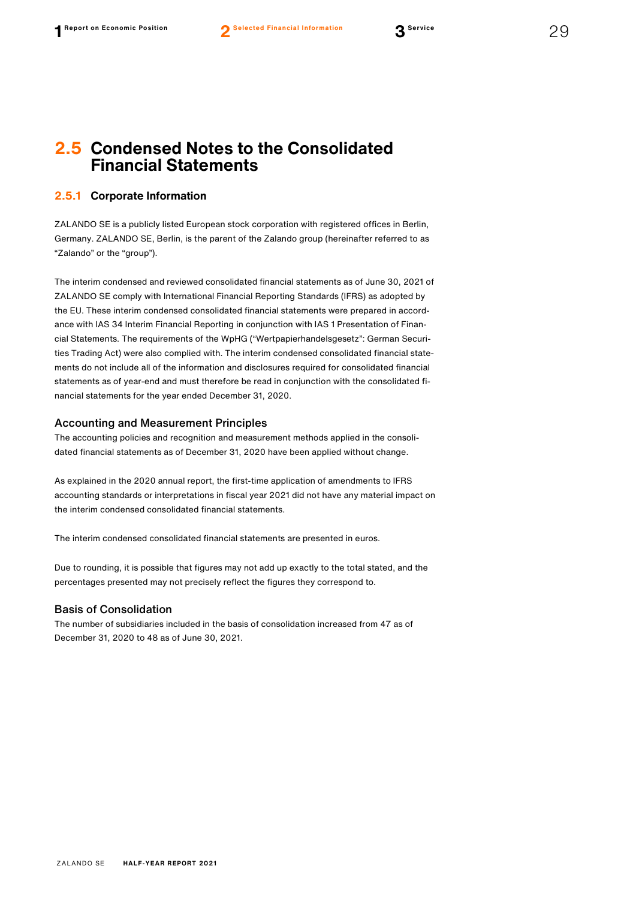# 2.5 Condensed Notes to the Consolidated Financial Statements

## 2.5.1 Corporate Information

ZALANDO SE is a publicly listed European stock corporation with registered offices in Berlin, Germany. ZALANDO SE, Berlin, is the parent of the Zalando group (hereinafter referred to as "Zalando" or the "group").

The interim condensed and reviewed consolidated financial statements as of June 30, 2021 of ZALANDO SE comply with International Financial Reporting Standards (IFRS) as adopted by the EU. These interim condensed consolidated financial statements were prepared in accordance with IAS 34 Interim Financial Reporting in conjunction with IAS 1 Presentation of Financial Statements. The requirements of the WpHG ("Wertpapierhandelsgesetz": German Securities Trading Act) were also complied with. The interim condensed consolidated financial statements do not include all of the information and disclosures required for consolidated financial statements as of year-end and must therefore be read in conjunction with the consolidated financial statements for the year ended December 31, 2020.

### Accounting and Measurement Principles

The accounting policies and recognition and measurement methods applied in the consolidated financial statements as of December 31, 2020 have been applied without change.

As explained in the 2020 annual report, the first-time application of amendments to IFRS accounting standards or interpretations in fiscal year 2021 did not have any material impact on the interim condensed consolidated financial statements.

The interim condensed consolidated financial statements are presented in euros.

Due to rounding, it is possible that figures may not add up exactly to the total stated, and the percentages presented may not precisely reflect the figures they correspond to.

### Basis of Consolidation

The number of subsidiaries included in the basis of consolidation increased from 47 as of December 31, 2020 to 48 as of June 30, 2021.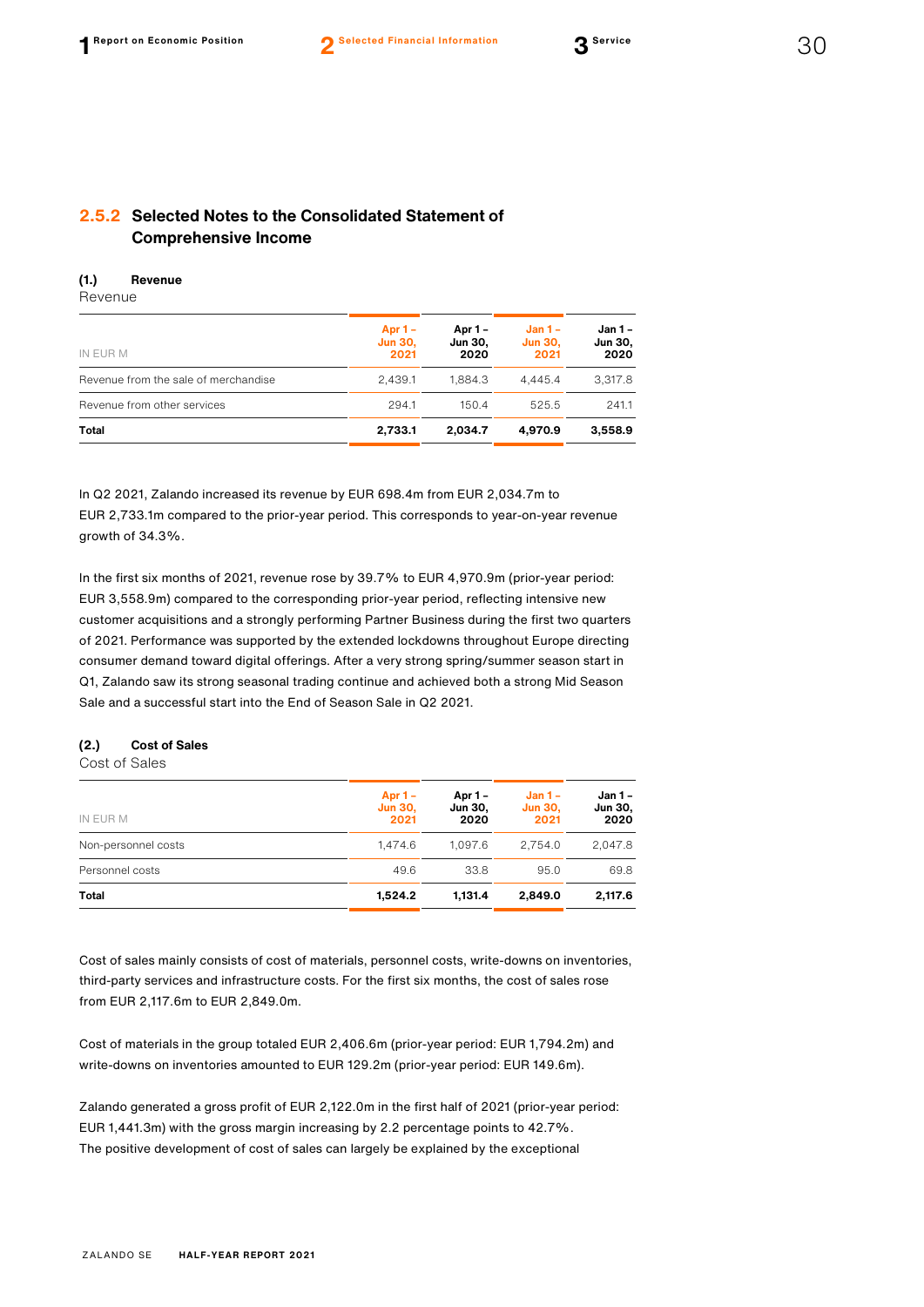## 2.5.2 Selected Notes to the Consolidated Statement of Comprehensive Income

### (1.) Revenue

Revenue

| IN EUR M | Apr 1 – Jun 30, 2021 | Apr 1 – Jun 30, 2020 | Jan 1 – Jun 30, 2021 | Jan 1 – Jun 30, 2020 |
|---|---|---|---|---|
| Revenue from the sale of merchandise | 2,439.1 | 1,884.3 | 4,445.4 | 3,317.8 |
| Revenue from other services | 294.1 | 150.4 | 525.5 | 241.1 |
| **Total** | **2,733.1** | **2,034.7** | **4,970.9** | **3,558.9** |

In Q2 2021, Zalando increased its revenue by EUR 698.4m from EUR 2,034.7m to EUR 2,733.1m compared to the prior-year period. This corresponds to year-on-year revenue growth of 34.3%.

In the first six months of 2021, revenue rose by 39.7% to EUR 4,970.9m (prior-year period: EUR 3,558.9m) compared to the corresponding prior-year period, reflecting intensive new customer acquisitions and a strongly performing Partner Business during the first two quarters of 2021. Performance was supported by the extended lockdowns throughout Europe directing consumer demand toward digital offerings. After a very strong spring/summer season start in Q1, Zalando saw its strong seasonal trading continue and achieved both a strong Mid Season Sale and a successful start into the End of Season Sale in Q2 2021.

### (2.) Cost of Sales

Cost of Sales

| IN EUR M | Apr 1 – Jun 30, 2021 | Apr 1 – Jun 30, 2020 | Jan 1 – Jun 30, 2021 | Jan 1 – Jun 30, 2020 |
|---|---|---|---|---|
| Non-personnel costs | 1,474.6 | 1,097.6 | 2,754.0 | 2,047.8 |
| Personnel costs | 49.6 | 33.8 | 95.0 | 69.8 |
| **Total** | **1,524.2** | **1,131.4** | **2,849.0** | **2,117.6** |

Cost of sales mainly consists of cost of materials, personnel costs, write-downs on inventories, third-party services and infrastructure costs. For the first six months, the cost of sales rose from EUR 2,117.6m to EUR 2,849.0m.

Cost of materials in the group totaled EUR 2,406.6m (prior-year period: EUR 1,794.2m) and write-downs on inventories amounted to EUR 129.2m (prior-year period: EUR 149.6m).

Zalando generated a gross profit of EUR 2,122.0m in the first half of 2021 (prior-year period: EUR 1,441.3m) with the gross margin increasing by 2.2 percentage points to 42.7%. The positive development of cost of sales can largely be explained by the exceptional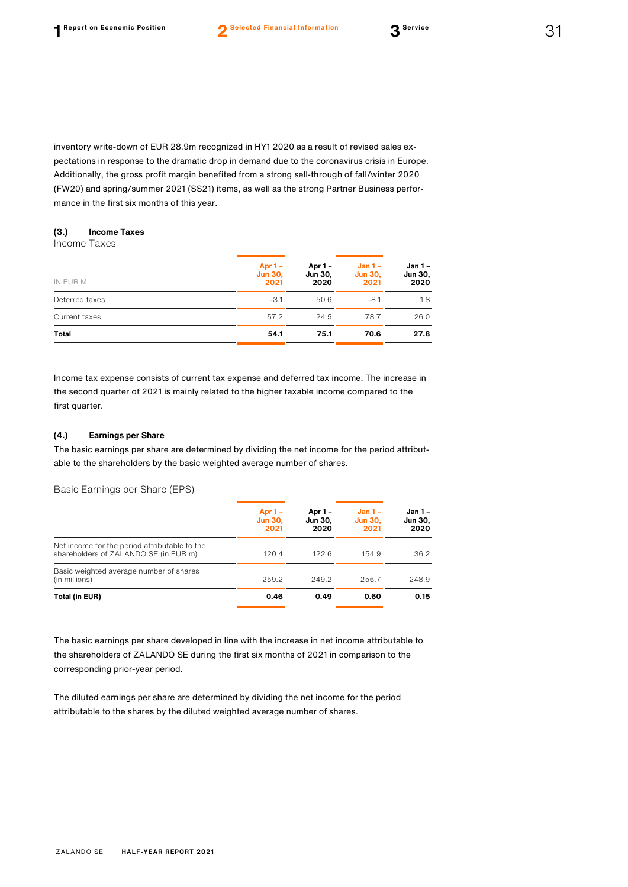inventory write-down of EUR 28.9m recognized in HY1 2020 as a result of revised sales expectations in response to the dramatic drop in demand due to the coronavirus crisis in Europe. Additionally, the gross profit margin benefited from a strong sell-through of fall/winter 2020 (FW20) and spring/summer 2021 (SS21) items, as well as the strong Partner Business performance in the first six months of this year.

### (3.) Income Taxes

Income Taxes

| IN EUR M | Apr 1 – Jun 30, 2021 | Apr 1 – Jun 30, 2020 | Jan 1 – Jun 30, 2021 | Jan 1 – Jun 30, 2020 |
|---|---|---|---|---|
| Deferred taxes | -3.1 | 50.6 | -8.1 | 1.8 |
| Current taxes | 57.2 | 24.5 | 78.7 | 26.0 |
| **Total** | **54.1** | **75.1** | **70.6** | **27.8** |

Income tax expense consists of current tax expense and deferred tax income. The increase in the second quarter of 2021 is mainly related to the higher taxable income compared to the first quarter.

### (4.) Earnings per Share

The basic earnings per share are determined by dividing the net income for the period attributable to the shareholders by the basic weighted average number of shares.

Basic Earnings per Share (EPS)

| | Apr 1 – Jun 30, 2021 | Apr 1 – Jun 30, 2020 | Jan 1 – Jun 30, 2021 | Jan 1 – Jun 30, 2020 |
|---|---|---|---|---|
| Net income for the period attributable to the shareholders of ZALANDO SE (in EUR m) | 120.4 | 122.6 | 154.9 | 36.2 |
| Basic weighted average number of shares (in millions) | 259.2 | 249.2 | 256.7 | 248.9 |
| **Total (in EUR)** | **0.46** | **0.49** | **0.60** | **0.15** |

The basic earnings per share developed in line with the increase in net income attributable to the shareholders of ZALANDO SE during the first six months of 2021 in comparison to the corresponding prior-year period.

The diluted earnings per share are determined by dividing the net income for the period attributable to the shares by the diluted weighted average number of shares.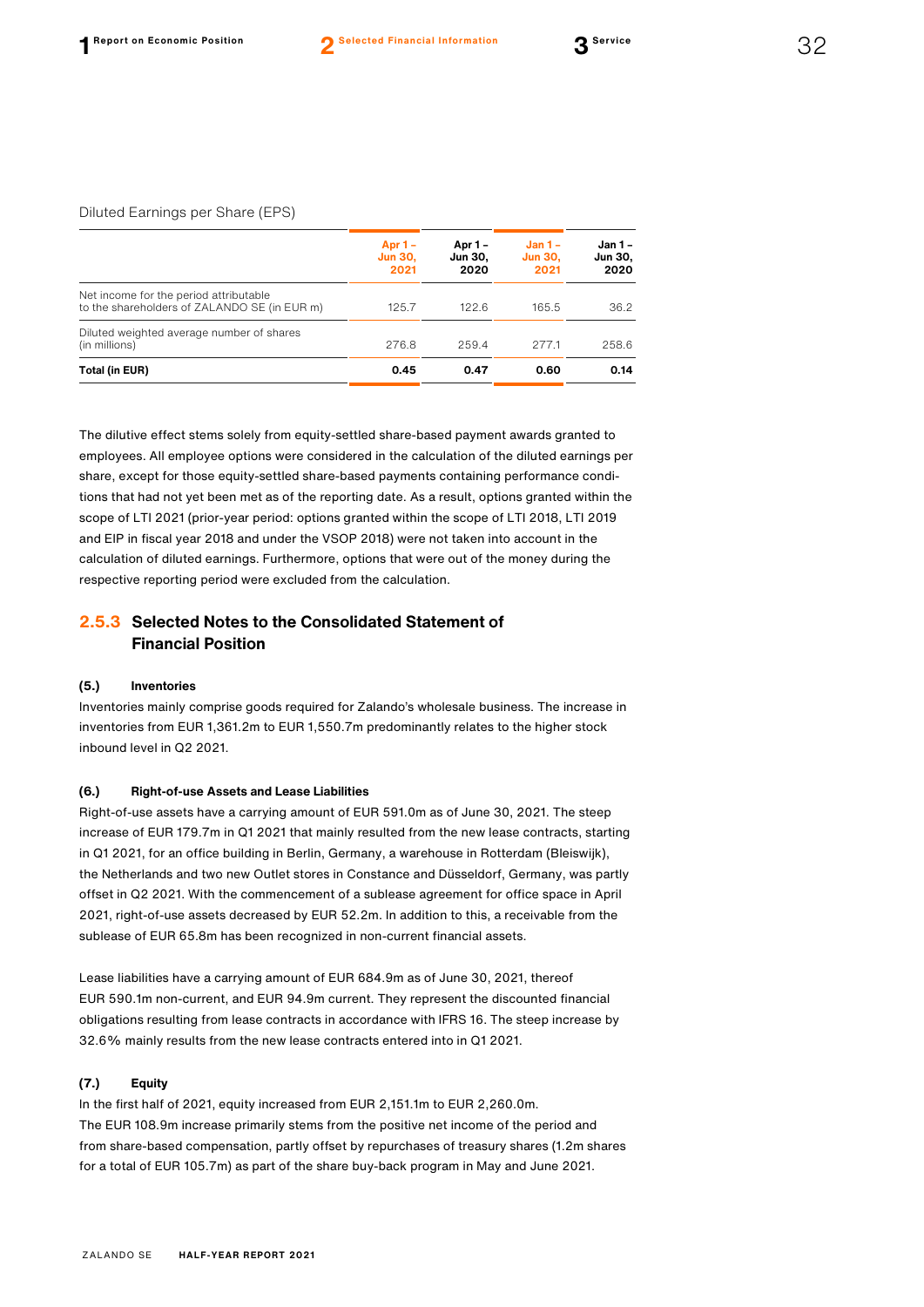Diluted Earnings per Share (EPS)

| | Apr 1 – Jun 30, 2021 | Apr 1 – Jun 30, 2020 | Jan 1 – Jun 30, 2021 | Jan 1 – Jun 30, 2020 |
|---|---|---|---|---|
| Net income for the period attributable to the shareholders of ZALANDO SE (in EUR m) | 125.7 | 122.6 | 165.5 | 36.2 |
| Diluted weighted average number of shares (in millions) | 276.8 | 259.4 | 277.1 | 258.6 |
| **Total (in EUR)** | **0.45** | **0.47** | **0.60** | **0.14** |

The dilutive effect stems solely from equity-settled share-based payment awards granted to employees. All employee options were considered in the calculation of the diluted earnings per share, except for those equity-settled share-based payments containing performance conditions that had not yet been met as of the reporting date. As a result, options granted within the scope of LTI 2021 (prior-year period: options granted within the scope of LTI 2018, LTI 2019 and EIP in fiscal year 2018 and under the VSOP 2018) were not taken into account in the calculation of diluted earnings. Furthermore, options that were out of the money during the respective reporting period were excluded from the calculation.

## 2.5.3 Selected Notes to the Consolidated Statement of Financial Position

#### (5.) Inventories

Inventories mainly comprise goods required for Zalando's wholesale business. The increase in inventories from EUR 1,361.2m to EUR 1,550.7m predominantly relates to the higher stock inbound level in Q2 2021.

#### (6.) Right-of-use Assets and Lease Liabilities

Right-of-use assets have a carrying amount of EUR 591.0m as of June 30, 2021. The steep increase of EUR 179.7m in Q1 2021 that mainly resulted from the new lease contracts, starting in Q1 2021, for an office building in Berlin, Germany, a warehouse in Rotterdam (Bleiswijk), the Netherlands and two new Outlet stores in Constance and Düsseldorf, Germany, was partly offset in Q2 2021. With the commencement of a sublease agreement for office space in April 2021, right-of-use assets decreased by EUR 52.2m. In addition to this, a receivable from the sublease of EUR 65.8m has been recognized in non-current financial assets.

Lease liabilities have a carrying amount of EUR 684.9m as of June 30, 2021, thereof EUR 590.1m non-current, and EUR 94.9m current. They represent the discounted financial obligations resulting from lease contracts in accordance with IFRS 16. The steep increase by 32.6% mainly results from the new lease contracts entered into in Q1 2021.

#### (7.) Equity

In the first half of 2021, equity increased from EUR 2,151.1m to EUR 2,260.0m. The EUR 108.9m increase primarily stems from the positive net income of the period and from share-based compensation, partly offset by repurchases of treasury shares (1.2m shares for a total of EUR 105.7m) as part of the share buy-back program in May and June 2021.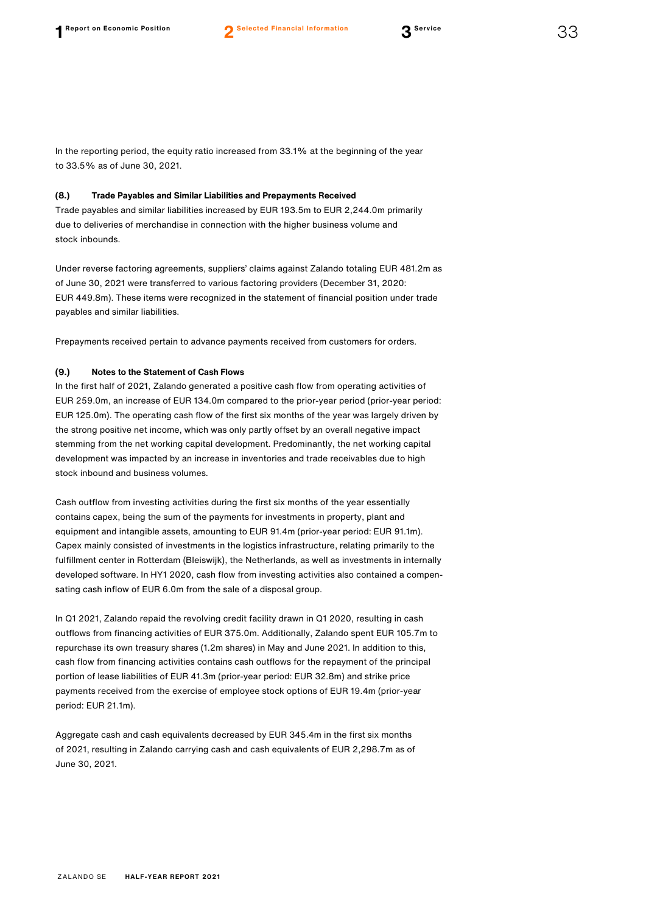In the reporting period, the equity ratio increased from 33.1% at the beginning of the year to 33.5% as of June 30, 2021.

#### (8.) Trade Payables and Similar Liabilities and Prepayments Received

Trade payables and similar liabilities increased by EUR 193.5m to EUR 2,244.0m primarily due to deliveries of merchandise in connection with the higher business volume and stock inbounds.

Under reverse factoring agreements, suppliers' claims against Zalando totaling EUR 481.2m as of June 30, 2021 were transferred to various factoring providers (December 31, 2020: EUR 449.8m). These items were recognized in the statement of financial position under trade payables and similar liabilities.

Prepayments received pertain to advance payments received from customers for orders.

#### (9.) Notes to the Statement of Cash Flows

In the first half of 2021, Zalando generated a positive cash flow from operating activities of EUR 259.0m, an increase of EUR 134.0m compared to the prior-year period (prior-year period: EUR 125.0m). The operating cash flow of the first six months of the year was largely driven by the strong positive net income, which was only partly offset by an overall negative impact stemming from the net working capital development. Predominantly, the net working capital development was impacted by an increase in inventories and trade receivables due to high stock inbound and business volumes.

Cash outflow from investing activities during the first six months of the year essentially contains capex, being the sum of the payments for investments in property, plant and equipment and intangible assets, amounting to EUR 91.4m (prior-year period: EUR 91.1m). Capex mainly consisted of investments in the logistics infrastructure, relating primarily to the fulfillment center in Rotterdam (Bleiswijk), the Netherlands, as well as investments in internally developed software. In HY1 2020, cash flow from investing activities also contained a compensating cash inflow of EUR 6.0m from the sale of a disposal group.

In Q1 2021, Zalando repaid the revolving credit facility drawn in Q1 2020, resulting in cash outflows from financing activities of EUR 375.0m. Additionally, Zalando spent EUR 105.7m to repurchase its own treasury shares (1.2m shares) in May and June 2021. In addition to this, cash flow from financing activities contains cash outflows for the repayment of the principal portion of lease liabilities of EUR 41.3m (prior-year period: EUR 32.8m) and strike price payments received from the exercise of employee stock options of EUR 19.4m (prior-year period: EUR 21.1m).

Aggregate cash and cash equivalents decreased by EUR 345.4m in the first six months of 2021, resulting in Zalando carrying cash and cash equivalents of EUR 2,298.7m as of June 30, 2021.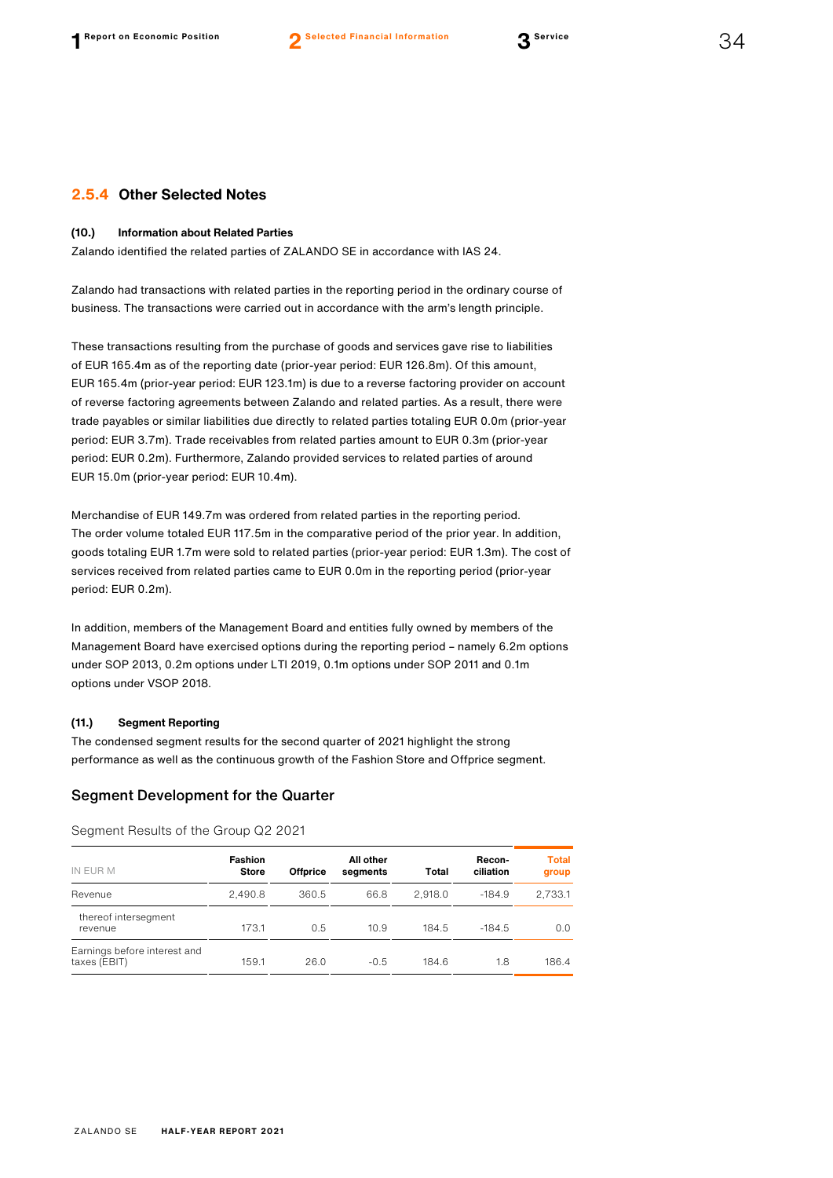## 2.5.4 Other Selected Notes

#### (10.) Information about Related Parties

Zalando identified the related parties of ZALANDO SE in accordance with IAS 24.

Zalando had transactions with related parties in the reporting period in the ordinary course of business. The transactions were carried out in accordance with the arm's length principle.

These transactions resulting from the purchase of goods and services gave rise to liabilities of EUR 165.4m as of the reporting date (prior-year period: EUR 126.8m). Of this amount, EUR 165.4m (prior-year period: EUR 123.1m) is due to a reverse factoring provider on account of reverse factoring agreements between Zalando and related parties. As a result, there were trade payables or similar liabilities due directly to related parties totaling EUR 0.0m (prior-year period: EUR 3.7m). Trade receivables from related parties amount to EUR 0.3m (prior-year period: EUR 0.2m). Furthermore, Zalando provided services to related parties of around EUR 15.0m (prior-year period: EUR 10.4m).

Merchandise of EUR 149.7m was ordered from related parties in the reporting period. The order volume totaled EUR 117.5m in the comparative period of the prior year. In addition, goods totaling EUR 1.7m were sold to related parties (prior-year period: EUR 1.3m). The cost of services received from related parties came to EUR 0.0m in the reporting period (prior-year period: EUR 0.2m).

In addition, members of the Management Board and entities fully owned by members of the Management Board have exercised options during the reporting period – namely 6.2m options under SOP 2013, 0.2m options under LTI 2019, 0.1m options under SOP 2011 and 0.1m options under VSOP 2018.

#### (11.) Segment Reporting

The condensed segment results for the second quarter of 2021 highlight the strong performance as well as the continuous growth of the Fashion Store and Offprice segment.

### Segment Development for the Quarter

Segment Results of the Group Q2 2021

| IN EUR M | Fashion Store | Offprice | All other segments | Total | Recon-ciliation | Total group |
|---|---|---|---|---|---|---|
| Revenue | 2,490.8 | 360.5 | 66.8 | 2,918.0 | -184.9 | 2,733.1 |
| thereof intersegment revenue | 173.1 | 0.5 | 10.9 | 184.5 | -184.5 | 0.0 |
| Earnings before interest and taxes (EBIT) | 159.1 | 26.0 | -0.5 | 184.6 | 1.8 | 186.4 |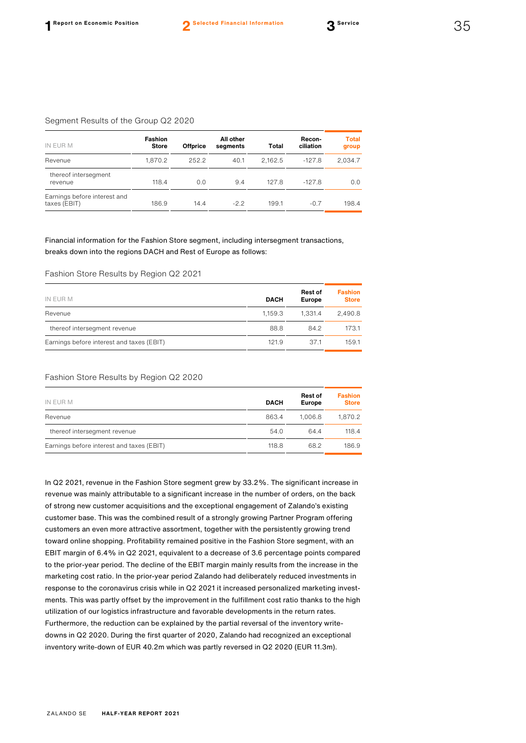Segment Results of the Group Q2 2020

| IN EUR M | Fashion Store | Offprice | All other segments | Total | Recon-ciliation | Total group |
|---|---|---|---|---|---|---|
| Revenue | 1,870.2 | 252.2 | 40.1 | 2,162.5 | -127.8 | 2,034.7 |
| thereof intersegment revenue | 118.4 | 0.0 | 9.4 | 127.8 | -127.8 | 0.0 |
| Earnings before interest and taxes (EBIT) | 186.9 | 14.4 | -2.2 | 199.1 | -0.7 | 198.4 |

Financial information for the Fashion Store segment, including intersegment transactions, breaks down into the regions DACH and Rest of Europe as follows:

Fashion Store Results by Region Q2 2021

| IN EUR M | DACH | Rest of Europe | Fashion Store |
|---|---|---|---|
| Revenue | 1,159.3 | 1,331.4 | 2,490.8 |
| thereof intersegment revenue | 88.8 | 84.2 | 173.1 |
| Earnings before interest and taxes (EBIT) | 121.9 | 37.1 | 159.1 |

Fashion Store Results by Region Q2 2020

| IN EUR M | DACH | Rest of Europe | Fashion Store |
|---|---|---|---|
| Revenue | 863.4 | 1,006.8 | 1,870.2 |
| thereof intersegment revenue | 54.0 | 64.4 | 118.4 |
| Earnings before interest and taxes (EBIT) | 118.8 | 68.2 | 186.9 |

In Q2 2021, revenue in the Fashion Store segment grew by 33.2%. The significant increase in revenue was mainly attributable to a significant increase in the number of orders, on the back of strong new customer acquisitions and the exceptional engagement of Zalando's existing customer base. This was the combined result of a strongly growing Partner Program offering customers an even more attractive assortment, together with the persistently growing trend toward online shopping. Profitability remained positive in the Fashion Store segment, with an EBIT margin of 6.4% in Q2 2021, equivalent to a decrease of 3.6 percentage points compared to the prior-year period. The decline of the EBIT margin mainly results from the increase in the marketing cost ratio. In the prior-year period Zalando had deliberately reduced investments in response to the coronavirus crisis while in Q2 2021 it increased personalized marketing investments. This was partly offset by the improvement in the fulfillment cost ratio thanks to the high utilization of our logistics infrastructure and favorable developments in the return rates. Furthermore, the reduction can be explained by the partial reversal of the inventory write-downs in Q2 2020. During the first quarter of 2020, Zalando had recognized an exceptional inventory write-down of EUR 40.2m which was partly reversed in Q2 2020 (EUR 11.3m).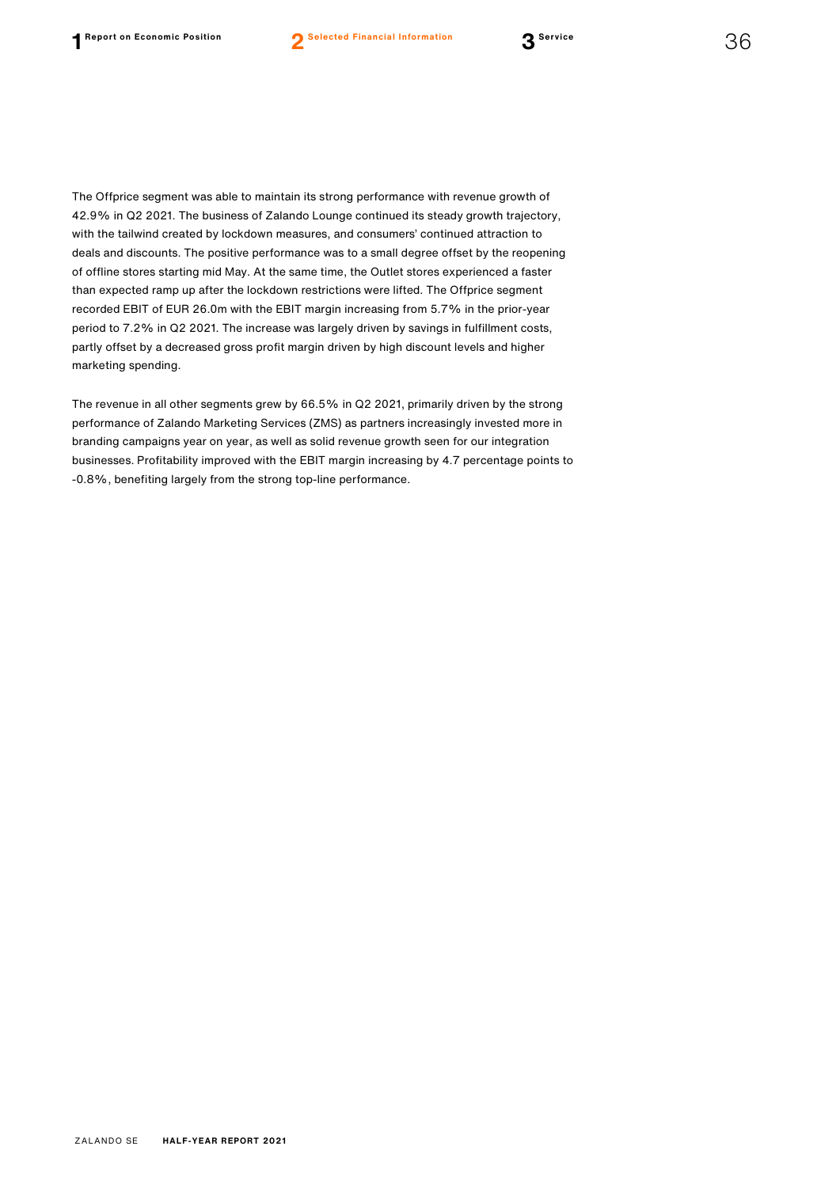The Offprice segment was able to maintain its strong performance with revenue growth of 42.9% in Q2 2021. The business of Zalando Lounge continued its steady growth trajectory, with the tailwind created by lockdown measures, and consumers' continued attraction to deals and discounts. The positive performance was to a small degree offset by the reopening of offline stores starting mid May. At the same time, the Outlet stores experienced a faster than expected ramp up after the lockdown restrictions were lifted. The Offprice segment recorded EBIT of EUR 26.0m with the EBIT margin increasing from 5.7% in the prior-year period to 7.2% in Q2 2021. The increase was largely driven by savings in fulfillment costs, partly offset by a decreased gross profit margin driven by high discount levels and higher marketing spending.

The revenue in all other segments grew by 66.5% in Q2 2021, primarily driven by the strong performance of Zalando Marketing Services (ZMS) as partners increasingly invested more in branding campaigns year on year, as well as solid revenue growth seen for our integration businesses. Profitability improved with the EBIT margin increasing by 4.7 percentage points to -0.8%, benefiting largely from the strong top-line performance.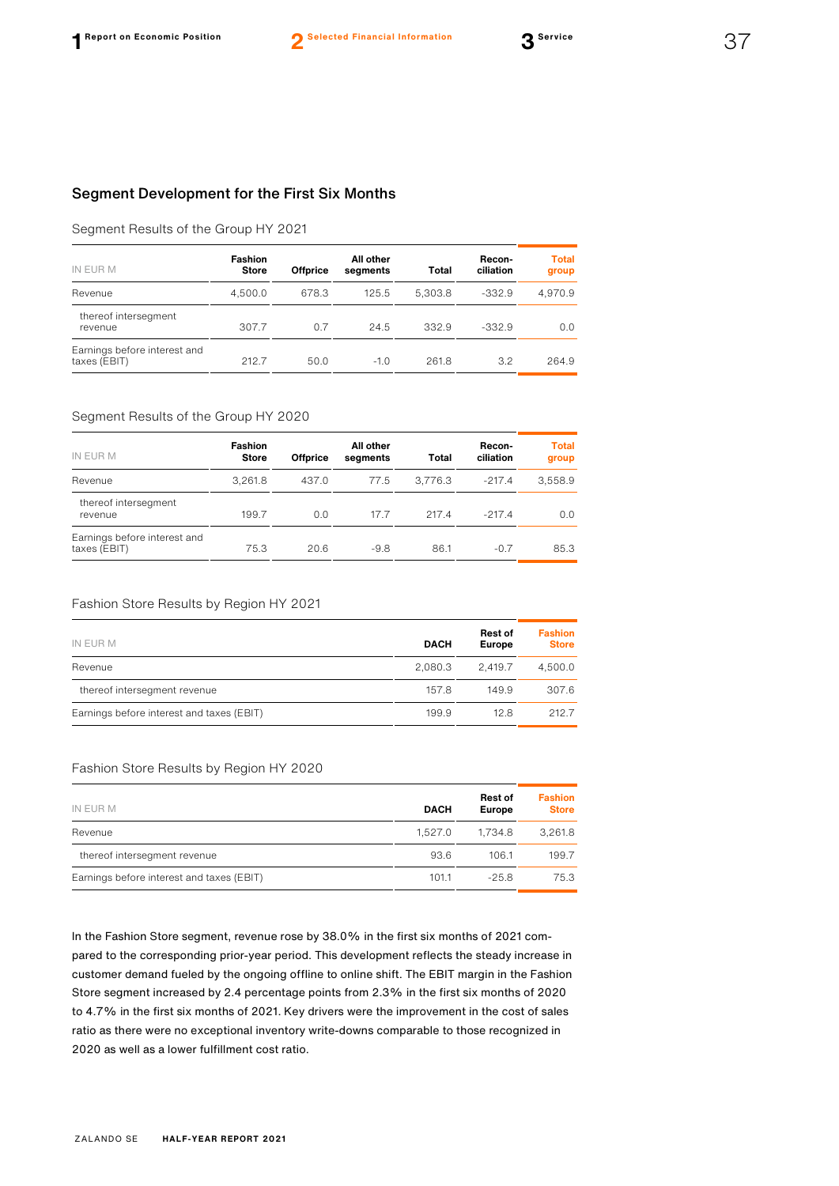## Segment Development for the First Six Months

### Segment Results of the Group HY 2021

| IN EUR M | Fashion Store | Offprice | All other segments | Total | Recon-ciliation | Total group |
|---|---|---|---|---|---|---|
| Revenue | 4,500.0 | 678.3 | 125.5 | 5,303.8 | -332.9 | 4,970.9 |
| thereof intersegment revenue | 307.7 | 0.7 | 24.5 | 332.9 | -332.9 | 0.0 |
| Earnings before interest and taxes (EBIT) | 212.7 | 50.0 | -1.0 | 261.8 | 3.2 | 264.9 |

### Segment Results of the Group HY 2020

| IN EUR M | Fashion Store | Offprice | All other segments | Total | Recon-ciliation | Total group |
|---|---|---|---|---|---|---|
| Revenue | 3,261.8 | 437.0 | 77.5 | 3,776.3 | -217.4 | 3,558.9 |
| thereof intersegment revenue | 199.7 | 0.0 | 17.7 | 217.4 | -217.4 | 0.0 |
| Earnings before interest and taxes (EBIT) | 75.3 | 20.6 | -9.8 | 86.1 | -0.7 | 85.3 |

### Fashion Store Results by Region HY 2021

| IN EUR M | DACH | Rest of Europe | Fashion Store |
|---|---|---|---|
| Revenue | 2,080.3 | 2,419.7 | 4,500.0 |
| thereof intersegment revenue | 157.8 | 149.9 | 307.6 |
| Earnings before interest and taxes (EBIT) | 199.9 | 12.8 | 212.7 |

### Fashion Store Results by Region HY 2020

| IN EUR M | DACH | Rest of Europe | Fashion Store |
|---|---|---|---|
| Revenue | 1,527.0 | 1,734.8 | 3,261.8 |
| thereof intersegment revenue | 93.6 | 106.1 | 199.7 |
| Earnings before interest and taxes (EBIT) | 101.1 | -25.8 | 75.3 |

In the Fashion Store segment, revenue rose by 38.0% in the first six months of 2021 compared to the corresponding prior-year period. This development reflects the steady increase in customer demand fueled by the ongoing offline to online shift. The EBIT margin in the Fashion Store segment increased by 2.4 percentage points from 2.3% in the first six months of 2020 to 4.7% in the first six months of 2021. Key drivers were the improvement in the cost of sales ratio as there were no exceptional inventory write-downs comparable to those recognized in 2020 as well as a lower fulfillment cost ratio.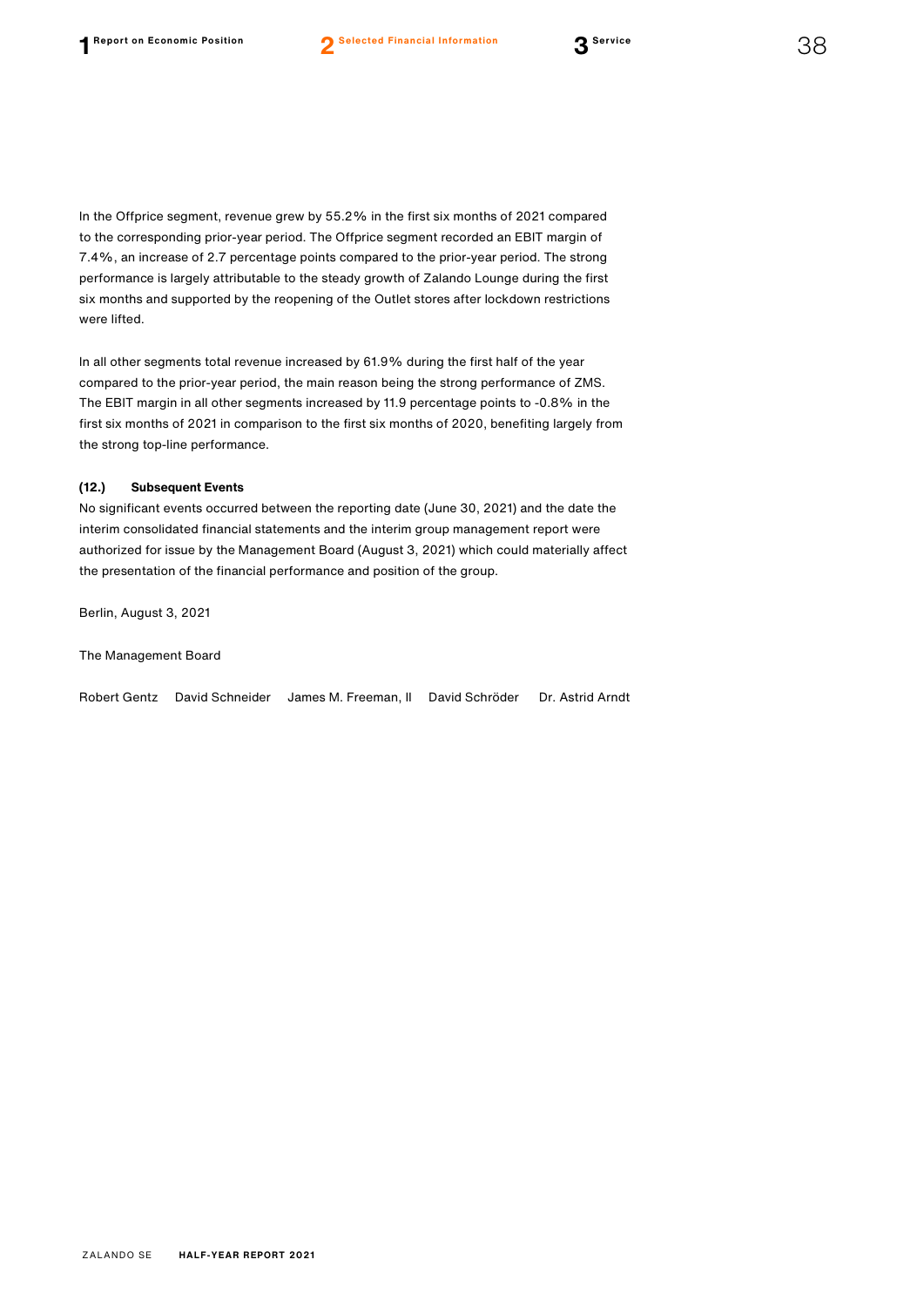In the Offprice segment, revenue grew by 55.2% in the first six months of 2021 compared to the corresponding prior-year period. The Offprice segment recorded an EBIT margin of 7.4%, an increase of 2.7 percentage points compared to the prior-year period. The strong performance is largely attributable to the steady growth of Zalando Lounge during the first six months and supported by the reopening of the Outlet stores after lockdown restrictions were lifted.

In all other segments total revenue increased by 61.9% during the first half of the year compared to the prior-year period, the main reason being the strong performance of ZMS. The EBIT margin in all other segments increased by 11.9 percentage points to -0.8% in the first six months of 2021 in comparison to the first six months of 2020, benefiting largely from the strong top-line performance.

**(12.) Subsequent Events**

No significant events occurred between the reporting date (June 30, 2021) and the date the interim consolidated financial statements and the interim group management report were authorized for issue by the Management Board (August 3, 2021) which could materially affect the presentation of the financial performance and position of the group.

Berlin, August 3, 2021

The Management Board

Robert Gentz David Schneider James M. Freeman, II David Schröder Dr. Astrid Arndt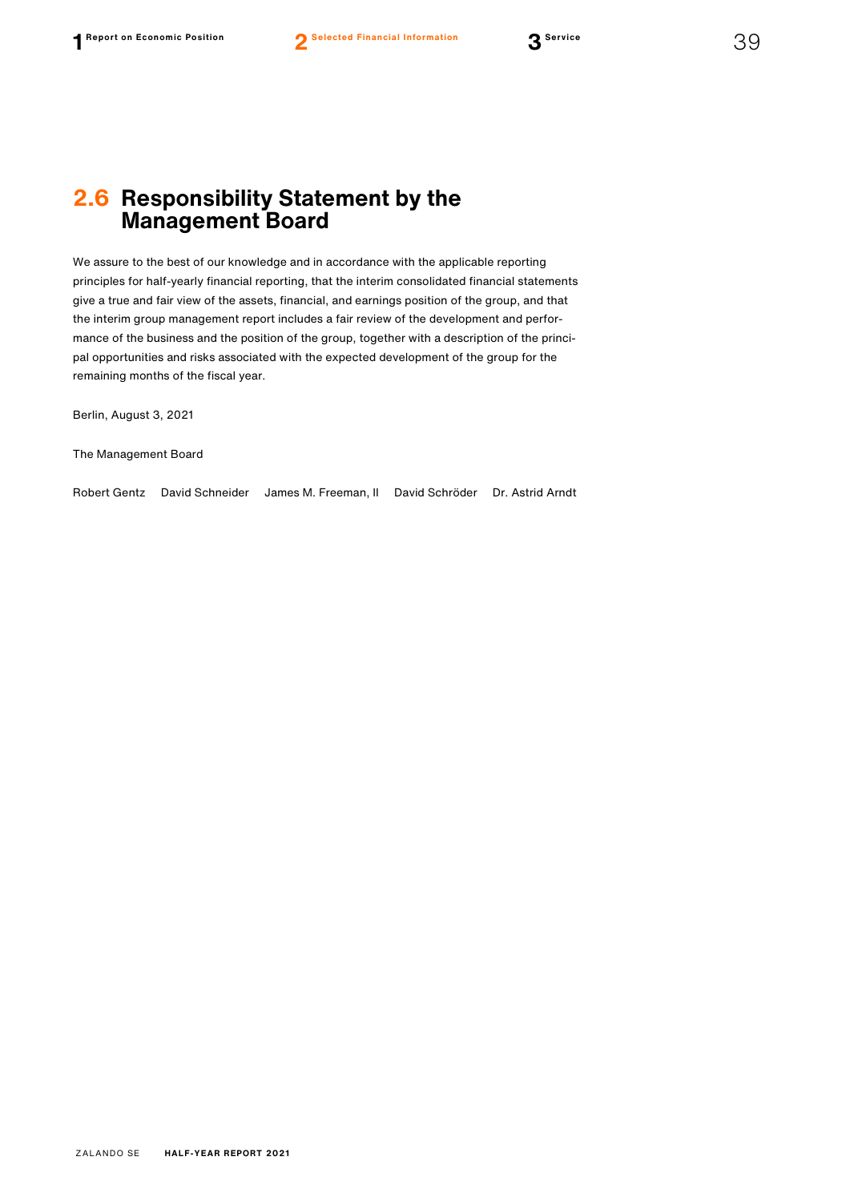## 2.6 Responsibility Statement by the Management Board

We assure to the best of our knowledge and in accordance with the applicable reporting principles for half-yearly financial reporting, that the interim consolidated financial statements give a true and fair view of the assets, financial, and earnings position of the group, and that the interim group management report includes a fair review of the development and performance of the business and the position of the group, together with a description of the principal opportunities and risks associated with the expected development of the group for the remaining months of the fiscal year.

Berlin, August 3, 2021

The Management Board

Robert Gentz David Schneider James M. Freeman, II David Schröder Dr. Astrid Arndt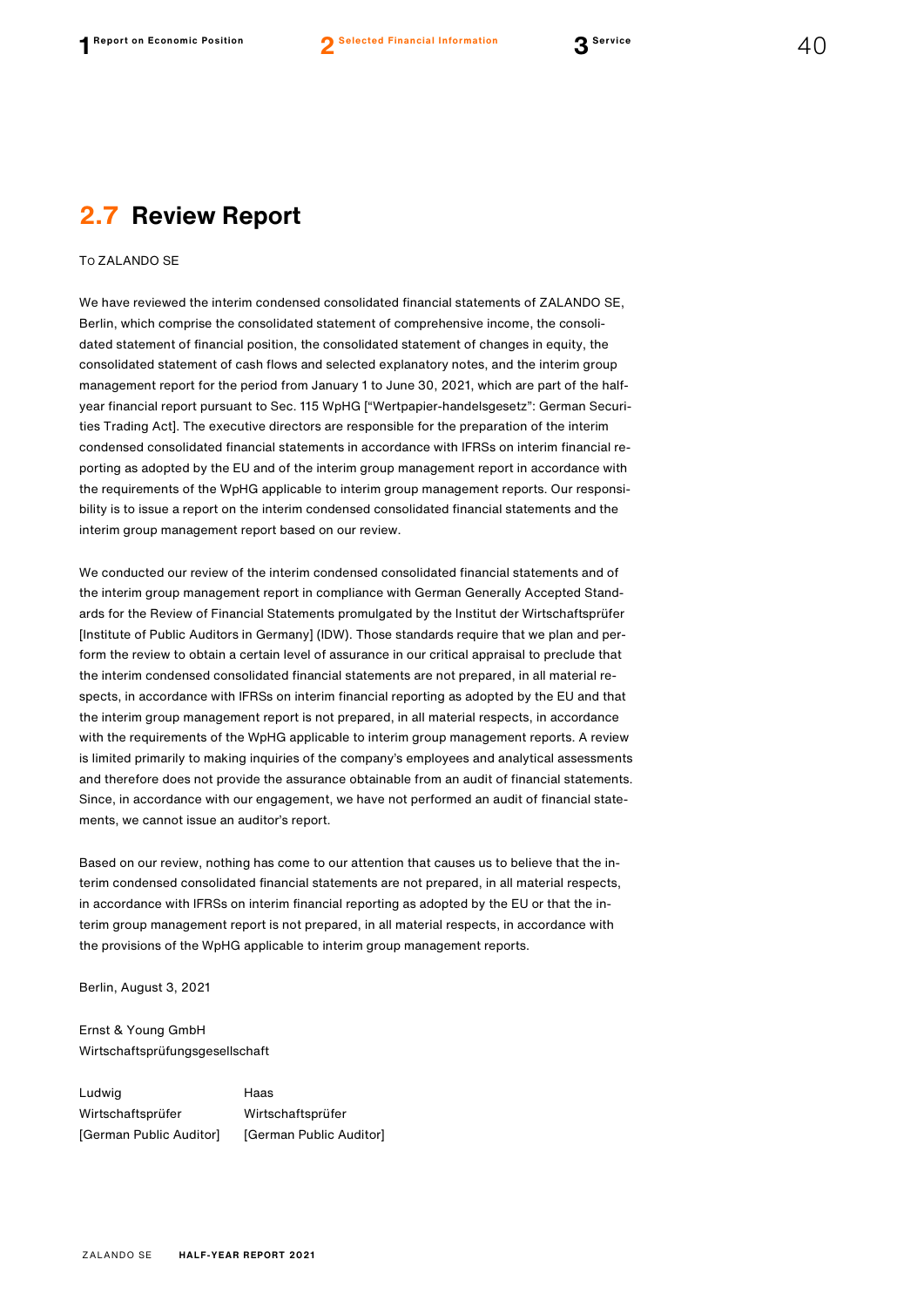## 2.7 Review Report

To ZALANDO SE

We have reviewed the interim condensed consolidated financial statements of ZALANDO SE, Berlin, which comprise the consolidated statement of comprehensive income, the consolidated statement of financial position, the consolidated statement of changes in equity, the consolidated statement of cash flows and selected explanatory notes, and the interim group management report for the period from January 1 to June 30, 2021, which are part of the half-year financial report pursuant to Sec. 115 WpHG ["Wertpapier-handelsgesetz": German Securities Trading Act]. The executive directors are responsible for the preparation of the interim condensed consolidated financial statements in accordance with IFRSs on interim financial reporting as adopted by the EU and of the interim group management report in accordance with the requirements of the WpHG applicable to interim group management reports. Our responsibility is to issue a report on the interim condensed consolidated financial statements and the interim group management report based on our review.

We conducted our review of the interim condensed consolidated financial statements and of the interim group management report in compliance with German Generally Accepted Standards for the Review of Financial Statements promulgated by the Institut der Wirtschaftsprüfer [Institute of Public Auditors in Germany] (IDW). Those standards require that we plan and perform the review to obtain a certain level of assurance in our critical appraisal to preclude that the interim condensed consolidated financial statements are not prepared, in all material respects, in accordance with IFRSs on interim financial reporting as adopted by the EU and that the interim group management report is not prepared, in all material respects, in accordance with the requirements of the WpHG applicable to interim group management reports. A review is limited primarily to making inquiries of the company's employees and analytical assessments and therefore does not provide the assurance obtainable from an audit of financial statements. Since, in accordance with our engagement, we have not performed an audit of financial statements, we cannot issue an auditor's report.

Based on our review, nothing has come to our attention that causes us to believe that the interim condensed consolidated financial statements are not prepared, in all material respects, in accordance with IFRSs on interim financial reporting as adopted by the EU or that the interim group management report is not prepared, in all material respects, in accordance with the provisions of the WpHG applicable to interim group management reports.

Berlin, August 3, 2021

Ernst & Young GmbH
Wirtschaftsprüfungsgesellschaft

| Ludwig | Haas |
|---|---|
| Wirtschaftsprüfer | Wirtschaftsprüfer |
| [German Public Auditor] | [German Public Auditor] |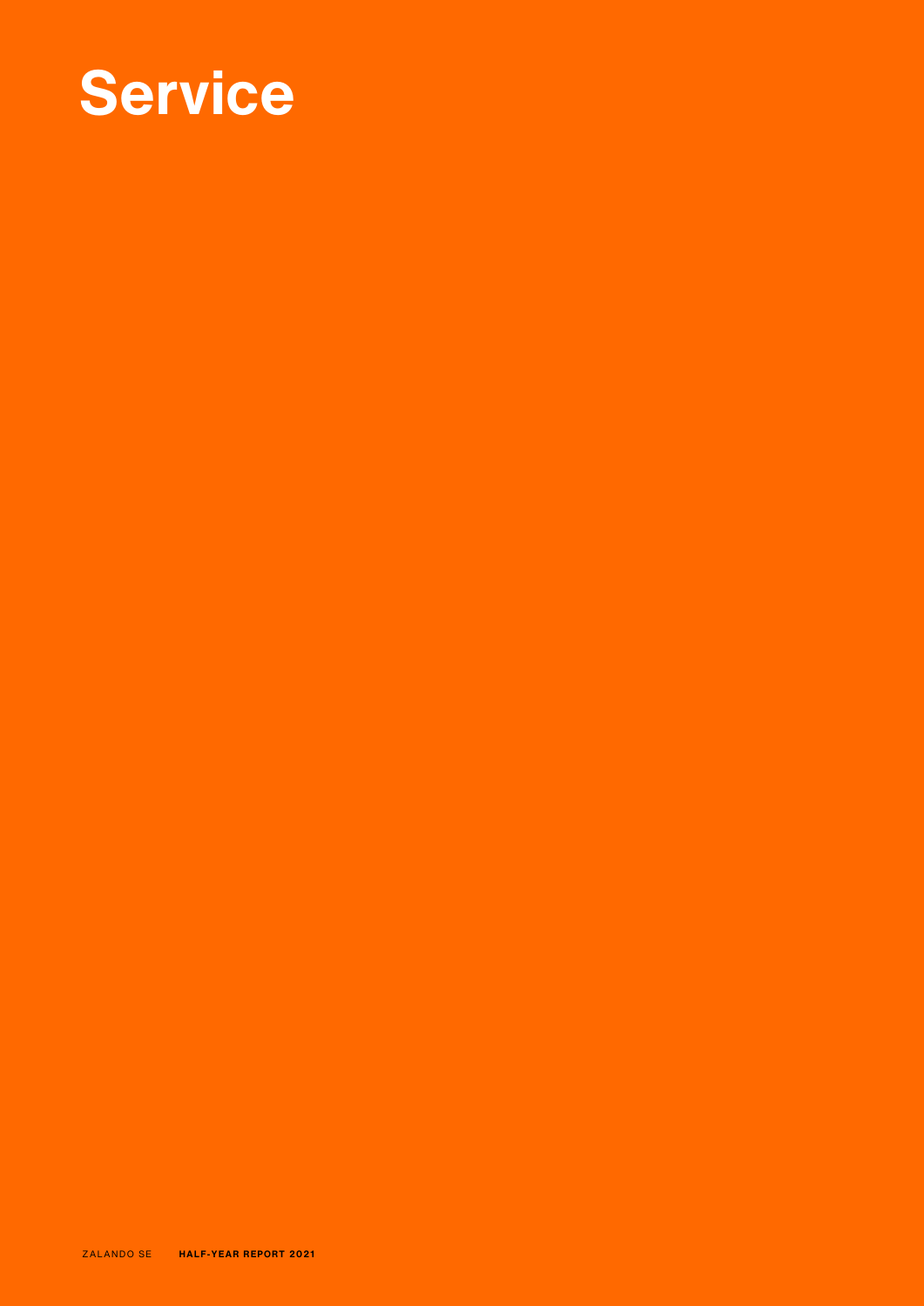# Service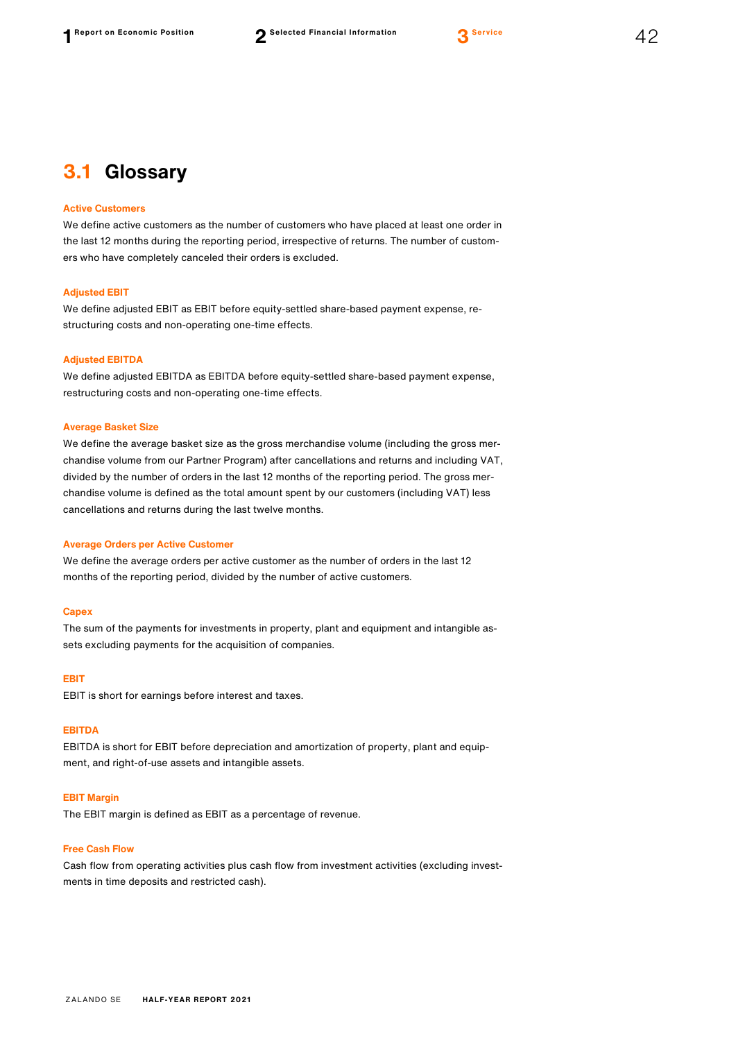## 3.1 Glossary

### Active Customers

We define active customers as the number of customers who have placed at least one order in the last 12 months during the reporting period, irrespective of returns. The number of customers who have completely canceled their orders is excluded.

### Adjusted EBIT

We define adjusted EBIT as EBIT before equity-settled share-based payment expense, restructuring costs and non-operating one-time effects.

### Adjusted EBITDA

We define adjusted EBITDA as EBITDA before equity-settled share-based payment expense, restructuring costs and non-operating one-time effects.

### Average Basket Size

We define the average basket size as the gross merchandise volume (including the gross merchandise volume from our Partner Program) after cancellations and returns and including VAT, divided by the number of orders in the last 12 months of the reporting period. The gross merchandise volume is defined as the total amount spent by our customers (including VAT) less cancellations and returns during the last twelve months.

### Average Orders per Active Customer

We define the average orders per active customer as the number of orders in the last 12 months of the reporting period, divided by the number of active customers.

### Capex

The sum of the payments for investments in property, plant and equipment and intangible assets excluding payments for the acquisition of companies.

### EBIT

EBIT is short for earnings before interest and taxes.

### EBITDA

EBITDA is short for EBIT before depreciation and amortization of property, plant and equipment, and right-of-use assets and intangible assets.

### EBIT Margin

The EBIT margin is defined as EBIT as a percentage of revenue.

### Free Cash Flow

Cash flow from operating activities plus cash flow from investment activities (excluding investments in time deposits and restricted cash).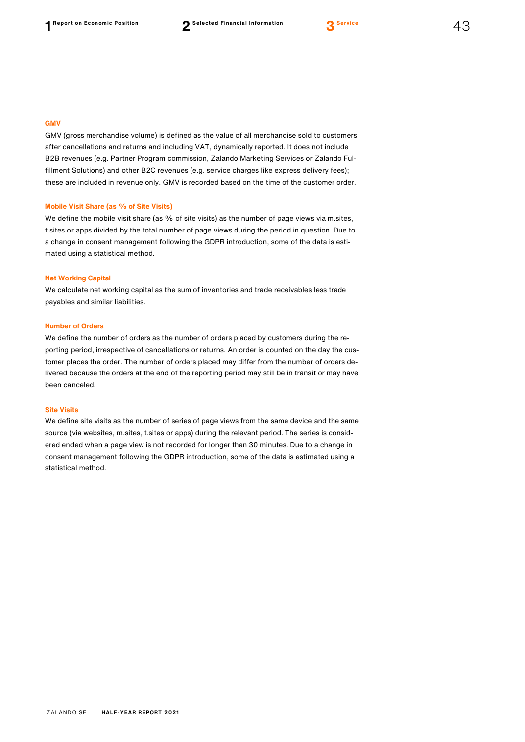### GMV

GMV (gross merchandise volume) is defined as the value of all merchandise sold to customers after cancellations and returns and including VAT, dynamically reported. It does not include B2B revenues (e.g. Partner Program commission, Zalando Marketing Services or Zalando Fulfillment Solutions) and other B2C revenues (e.g. service charges like express delivery fees); these are included in revenue only. GMV is recorded based on the time of the customer order.

### Mobile Visit Share (as % of Site Visits)

We define the mobile visit share (as % of site visits) as the number of page views via m.sites, t.sites or apps divided by the total number of page views during the period in question. Due to a change in consent management following the GDPR introduction, some of the data is estimated using a statistical method.

### Net Working Capital

We calculate net working capital as the sum of inventories and trade receivables less trade payables and similar liabilities.

### Number of Orders

We define the number of orders as the number of orders placed by customers during the reporting period, irrespective of cancellations or returns. An order is counted on the day the customer places the order. The number of orders placed may differ from the number of orders delivered because the orders at the end of the reporting period may still be in transit or may have been canceled.

### Site Visits

We define site visits as the number of series of page views from the same device and the same source (via websites, m.sites, t.sites or apps) during the relevant period. The series is considered ended when a page view is not recorded for longer than 30 minutes. Due to a change in consent management following the GDPR introduction, some of the data is estimated using a statistical method.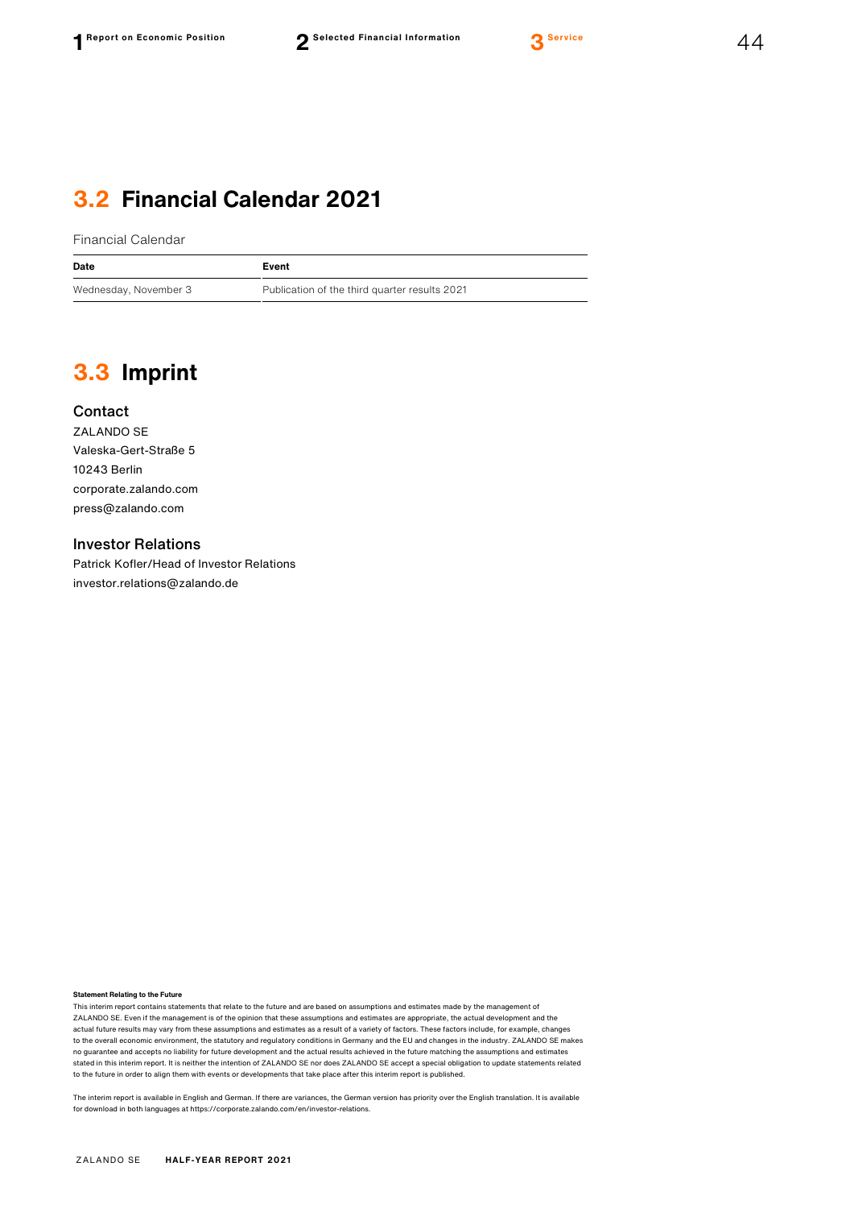## 3.2 Financial Calendar 2021

Financial Calendar

| Date | Event |
|---|---|
| Wednesday, November 3 | Publication of the third quarter results 2021 |

## 3.3 Imprint

### Contact

ZALANDO SE
Valeska-Gert-Straße 5
10243 Berlin
corporate.zalando.com
press@zalando.com

### Investor Relations

Patrick Kofler/Head of Investor Relations
investor.relations@zalando.de

**Statement Relating to the Future**

This interim report contains statements that relate to the future and are based on assumptions and estimates made by the management of ZALANDO SE. Even if the management is of the opinion that these assumptions and estimates are appropriate, the actual development and the actual future results may vary from these assumptions and estimates as a result of a variety of factors. These factors include, for example, changes to the overall economic environment, the statutory and regulatory conditions in Germany and the EU and changes in the industry. ZALANDO SE makes no guarantee and accepts no liability for future development and the actual results achieved in the future matching the assumptions and estimates stated in this interim report. It is neither the intention of ZALANDO SE nor does ZALANDO SE accept a special obligation to update statements related to the future in order to align them with events or developments that take place after this interim report is published.

The interim report is available in English and German. If there are variances, the German version has priority over the English translation. It is available for download in both languages at https://corporate.zalando.com/en/investor-relations.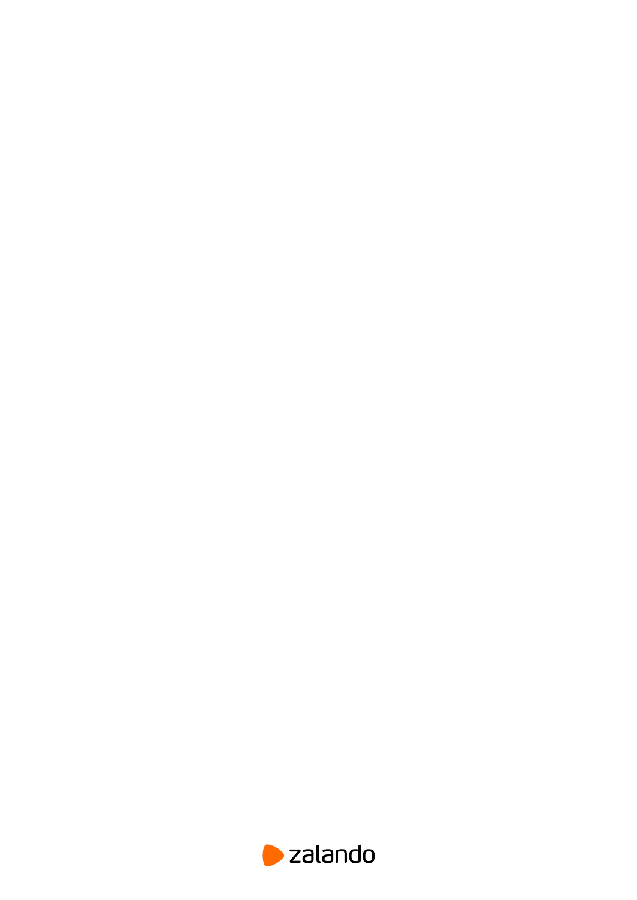zalando